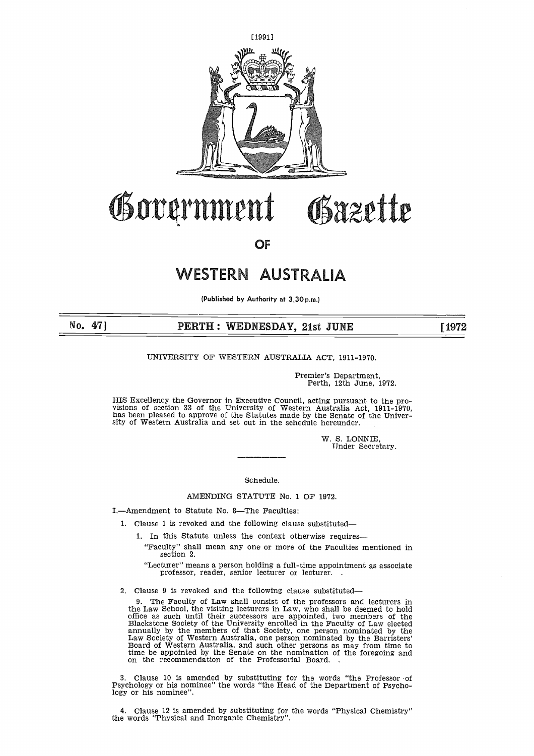# Government Gazette

## OF

# WESTERN AUSTRALIA

(Published by Authority at 3.30 p.m.)

No. 47] **PERTH: WEDNESDAY, 21st JUNE** [1972

UNIVERSITY OF WESTERN AUSTRALIA ACT, 1911-1970.

Premier's Department,
Perth, 12th June, 1972.

HIS Excellency the Governor in Executive Council, acting pursuant to the provisions of section 33 of the University of Western Australia Act, 1911-1970, has been pleased to approve of the Statutes made by the Senate of the University of Western Australia and set out in the schedule hereunder.

W. S. LONNIE,
Under Secretary.

---

Schedule.

AMENDING STATUTE No. 1 OF 1972.

I.—Amendment to Statute No. 8—The Faculties:

1. Clause 1 is revoked and the following clause substituted—

   1. In this Statute unless the context otherwise requires—

      "Faculty" shall mean any one or more of the Faculties mentioned in section 2.

      "Lecturer" means a person holding a full-time appointment as associate professor, reader, senior lecturer or lecturer. .

2. Clause 9 is revoked and the following clause substituted—

   9. The Faculty of Law shall consist of the professors and lecturers in the Law School, the visiting lecturers in Law, who shall be deemed to hold office as such until their successors are appointed, two members of the Blackstone Society of the University enrolled in the Faculty of Law elected annually by the members of that Society, one person nominated by the Law Society of Western Australia, one person nominated by the Barristers' Board of Western Australia, and such other persons as may from time to time be appointed by the Senate on the nomination of the foregoing and on the recommendation of the Professorial Board. .

3. Clause 10 is amended by substituting for the words "the Professor of Psychology or his nominee" the words "the Head of the Department of Psychology or his nominee".

4. Clause 12 is amended by substituting for the words "Physical Chemistry" the words "Physical and Inorganic Chemistry".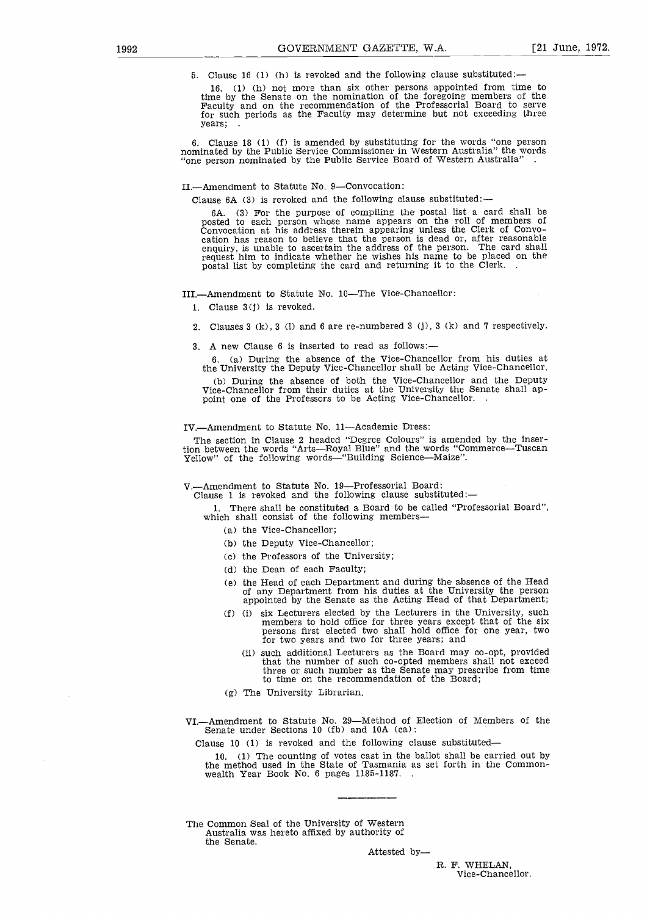5. Clause 16 (1) (h) is revoked and the following clause substituted:—

16. (1) (h) not more than six other persons appointed from time to time by the Senate on the nomination of the foregoing members of the Faculty and on the recommendation of the Professorial Board to serve for such periods as the Faculty may determine but not exceeding three years; .

6. Clause 18 (1) (f) is amended by substituting for the words "one person nominated by the Public Service Commissioner in Western Australia" the words "one person nominated by the Public Service Board of Western Australia" .

II.—Amendment to Statute No. 9—Convocation:

Clause 6A (3) is revoked and the following clause substituted:—

6A. (3) For the purpose of compiling the postal list a card shall be posted to each person whose name appears on the roll of members of Convocation at his address therein appearing unless the Clerk of Convocation has reason to believe that the person is dead or, after reasonable enquiry, is unable to ascertain the address of the person. The card shall request him to indicate whether he wishes his name to be placed on the postal list by completing the card and returning it to the Clerk. .

III.—Amendment to Statute No. 10—The Vice-Chancellor:

1. Clause 3(j) is revoked.

2. Clauses 3 (k), 3 (l) and 6 are re-numbered 3 (j), 3 (k) and 7 respectively.

3. A new Clause 6 is inserted to read as follows:—

6. (a) During the absence of the Vice-Chancellor from his duties at the University the Deputy Vice-Chancellor shall be Acting Vice-Chancellor.

(b) During the absence of both the Vice-Chancellor and the Deputy Vice-Chancellor from their duties at the University the Senate shall appoint one of the Professors to be Acting Vice-Chancellor. .

IV.—Amendment to Statute No. 11—Academic Dress:

The section in Clause 2 headed "Degree Colours" is amended by the insertion between the words "Arts—Royal Blue" and the words "Commerce—Tuscan Yellow" of the following words—"Building Science—Maize".

V.—Amendment to Statute No. 19—Professorial Board:

Clause 1 is revoked and the following clause substituted:—

1. There shall be constituted a Board to be called "Professorial Board", which shall consist of the following members—

(a) the Vice-Chancellor;

(b) the Deputy Vice-Chancellor;

(c) the Professors of the University;

(d) the Dean of each Faculty;

(e) the Head of each Department and during the absence of the Head of any Department from his duties at the University the person appointed by the Senate as the Acting Head of that Department;

(f) (i) six Lecturers elected by the Lecturers in the University, such members to hold office for three years except that of the six persons first elected two shall hold office for one year, two for two years and two for three years; and

(ii) such additional Lecturers as the Board may co-opt, provided that the number of such co-opted members shall not exceed three or such number as the Senate may prescribe from time to time on the recommendation of the Board;

(g) The University Librarian.

VI.—Amendment to Statute No. 29—Method of Election of Members of the Senate under Sections 10 (fb) and 10A (ca):

Clause 10 (1) is revoked and the following clause substituted—

10. (1) The counting of votes cast in the ballot shall be carried out by the method used in the State of Tasmania as set forth in the Commonwealth Year Book No. 6 pages 1185-1187. .

---

The Common Seal of the University of Western Australia was hereto affixed by authority of the Senate.

Attested by—

R. F. WHELAN,
Vice-Chancellor.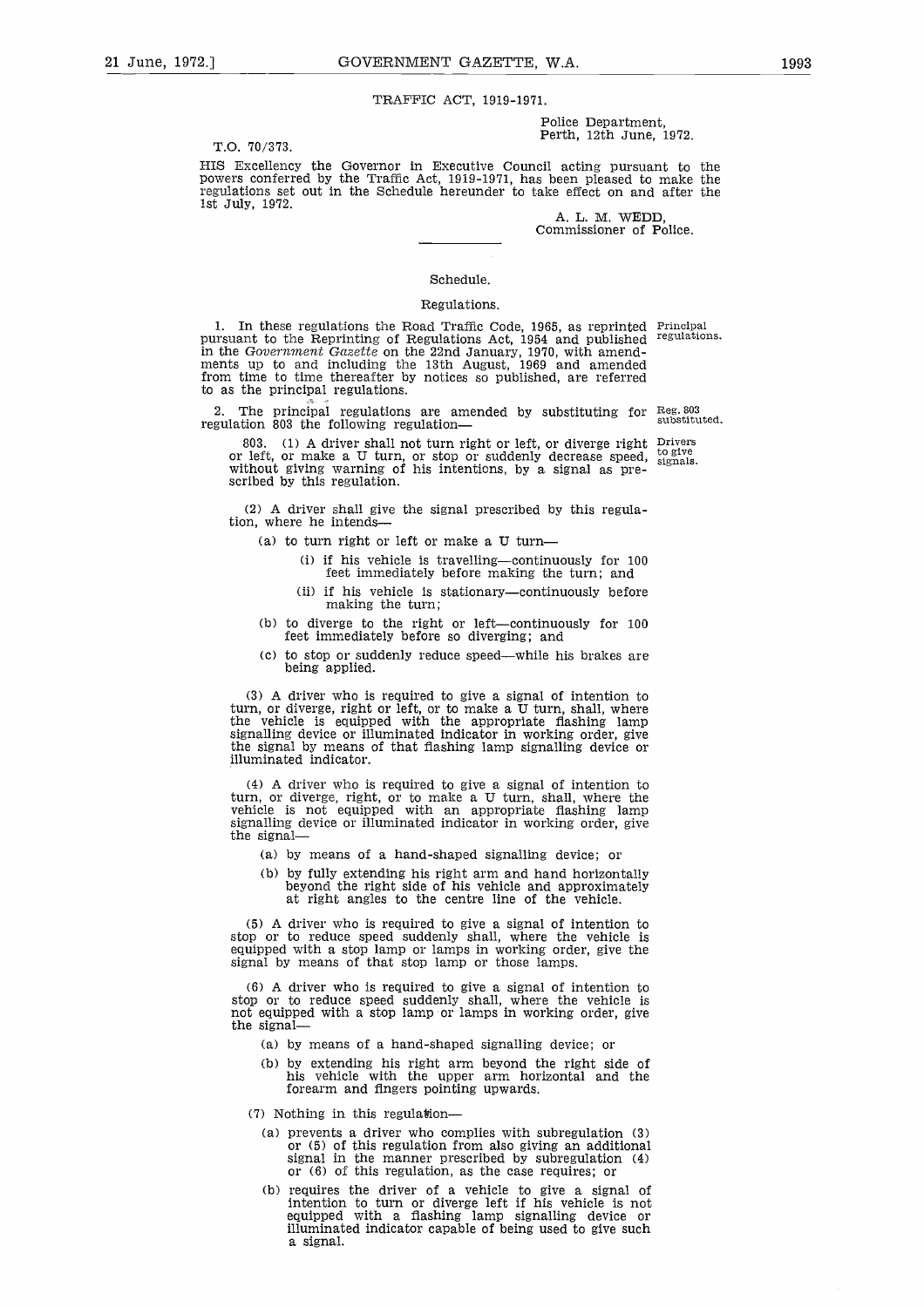TRAFFIC ACT, 1919-1971.

Police Department,
Perth, 12th June, 1972.

T.O. 70/373.

HIS Excellency the Governor in Executive Council acting pursuant to the powers conferred by the Traffic Act, 1919-1971, has been pleased to make the regulations set out in the Schedule hereunder to take effect on and after the 1st July, 1972.

A. L. M. WEDD,
Commissioner of Police.

---

Schedule.

Regulations.

Principal regulations.

1. In these regulations the Road Traffic Code, 1965, as reprinted pursuant to the Reprinting of Regulations Act, 1954 and published in the *Government Gazette* on the 22nd January, 1970, with amendments up to and including the 13th August, 1969 and amended from time to time thereafter by notices so published, are referred to as the principal regulations.

Reg. 803 substituted.

2. The principal regulations are amended by substituting for regulation 803 the following regulation—

Drivers to give signals.

803. (1) A driver shall not turn right or left, or diverge right or left, or make a U turn, or stop or suddenly decrease speed, without giving warning of his intentions, by a signal as prescribed by this regulation.

(2) A driver shall give the signal prescribed by this regulation, where he intends—

(a) to turn right or left or make a U turn—

(i) if his vehicle is travelling—continuously for 100 feet immediately before making the turn; and

(ii) if his vehicle is stationary—continuously before making the turn;

(b) to diverge to the right or left—continuously for 100 feet immediately before so diverging; and

(c) to stop or suddenly reduce speed—while his brakes are being applied.

(3) A driver who is required to give a signal of intention to turn, or diverge, right or left, or to make a U turn, shall, where the vehicle is equipped with the appropriate flashing lamp signalling device or illuminated indicator in working order, give the signal by means of that flashing lamp signalling device or illuminated indicator.

(4) A driver who is required to give a signal of intention to turn, or diverge, right, or to make a U turn, shall, where the vehicle is not equipped with an appropriate flashing lamp signalling device or illuminated indicator in working order, give the signal—

(a) by means of a hand-shaped signalling device; or

(b) by fully extending his right arm and hand horizontally beyond the right side of his vehicle and approximately at right angles to the centre line of the vehicle.

(5) A driver who is required to give a signal of intention to stop or to reduce speed suddenly shall, where the vehicle is equipped with a stop lamp or lamps in working order, give the signal by means of that stop lamp or those lamps.

(6) A driver who is required to give a signal of intention to stop or to reduce speed suddenly shall, where the vehicle is not equipped with a stop lamp or lamps in working order, give the signal—

(a) by means of a hand-shaped signalling device; or

(b) by extending his right arm beyond the right side of his vehicle with the upper arm horizontal and the forearm and fingers pointing upwards.

(7) Nothing in this regulation—

(a) prevents a driver who complies with subregulation (3) or (5) of this regulation from also giving an additional signal in the manner prescribed by subregulation (4) or (6) of this regulation, as the case requires; or

(b) requires the driver of a vehicle to give a signal of intention to turn or diverge left if his vehicle is not equipped with a flashing lamp signalling device or illuminated indicator capable of being used to give such a signal.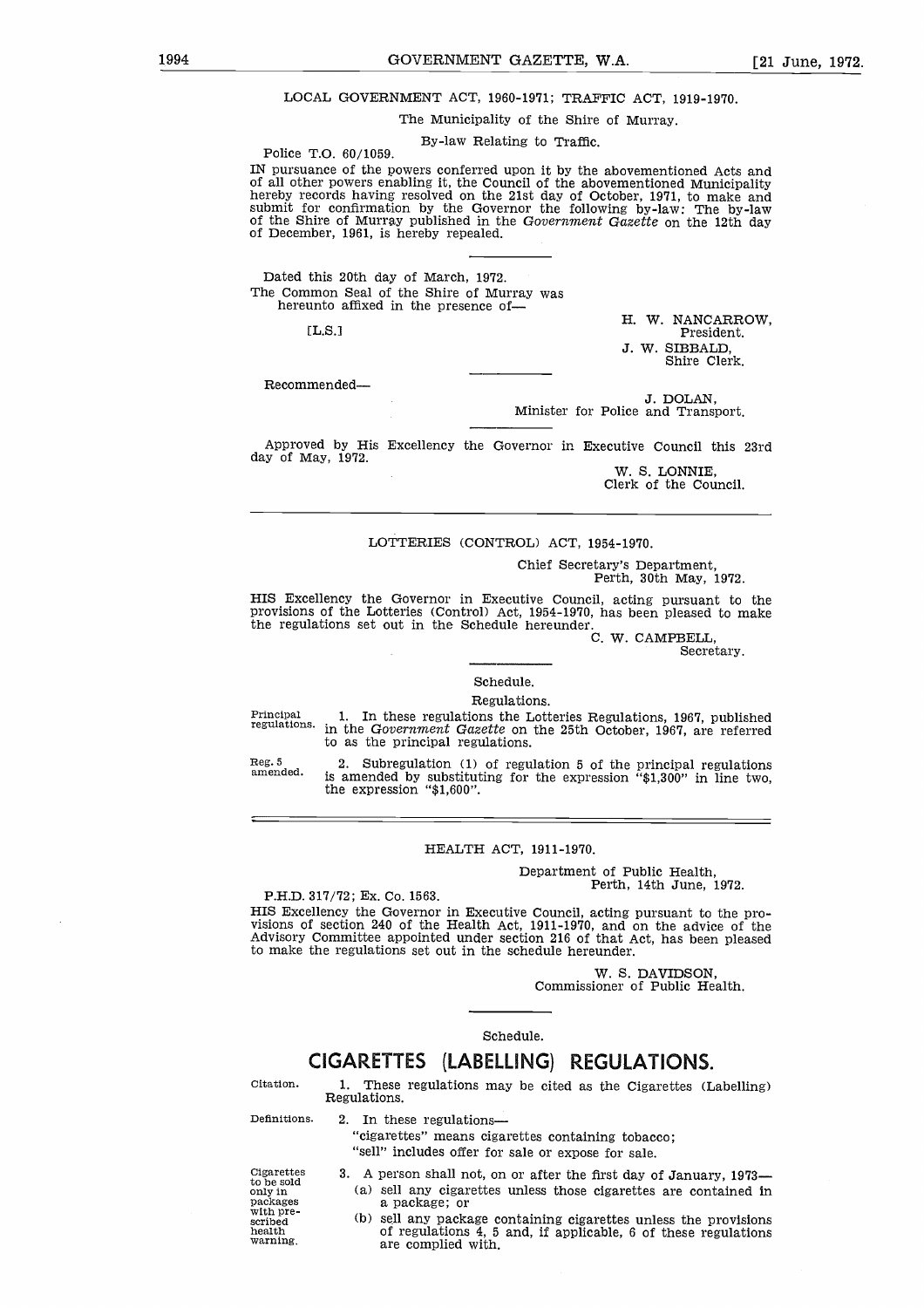LOCAL GOVERNMENT ACT, 1960-1971; TRAFFIC ACT, 1919-1970.

The Municipality of the Shire of Murray.

By-law Relating to Traffic.

Police T.O. 60/1059.

IN pursuance of the powers conferred upon it by the abovementioned Acts and of all other powers enabling it, the Council of the abovementioned Municipality hereby records having resolved on the 21st day of October, 1971, to make and submit for confirmation by the Governor the following by-law: The by-law of the Shire of Murray published in the *Government Gazette* on the 12th day of December, 1961, is hereby repealed.

---

Dated this 20th day of March, 1972.

The Common Seal of the Shire of Murray was hereunto affixed in the presence of—

[L.S.]

H. W. NANCARROW,
President.

J. W. SIBBALD,
Shire Clerk.

---

Recommended—

J. DOLAN,
Minister for Police and Transport.

---

Approved by His Excellency the Governor in Executive Council this 23rd day of May, 1972.

W. S. LONNIE,
Clerk of the Council.

---

LOTTERIES (CONTROL) ACT, 1954-1970.

Chief Secretary's Department,
Perth, 30th May, 1972.

HIS Excellency the Governor in Executive Council, acting pursuant to the provisions of the Lotteries (Control) Act, 1954-1970, has been pleased to make the regulations set out in the Schedule hereunder.

C. W. CAMPBELL,
Secretary.

---

Schedule.

Regulations.

Principal regulations.

1. In these regulations the Lotteries Regulations, 1967, published in the *Government Gazette* on the 25th October, 1967, are referred to as the principal regulations.

Reg. 5 amended.

2. Subregulation (1) of regulation 5 of the principal regulations is amended by substituting for the expression "$1,300" in line two, the expression "$1,600".

---

HEALTH ACT, 1911-1970.

Department of Public Health,
Perth, 14th June, 1972.

P.H.D. 317/72; Ex. Co. 1563.

HIS Excellency the Governor in Executive Council, acting pursuant to the provisions of section 240 of the Health Act, 1911-1970, and on the advice of the Advisory Committee appointed under section 216 of that Act, has been pleased to make the regulations set out in the schedule hereunder.

W. S. DAVIDSON,
Commissioner of Public Health.

---

Schedule.

# CIGARETTES (LABELLING) REGULATIONS.

Citation.

1. These regulations may be cited as the Cigarettes (Labelling) Regulations.

Definitions.

2. In these regulations—

"cigarettes" means cigarettes containing tobacco;

"sell" includes offer for sale or expose for sale.

Cigarettes to be sold only in packages with prescribed health warning.

3. A person shall not, on or after the first day of January, 1973—

(a) sell any cigarettes unless those cigarettes are contained in a package; or

(b) sell any package containing cigarettes unless the provisions of regulations 4, 5 and, if applicable, 6 of these regulations are complied with.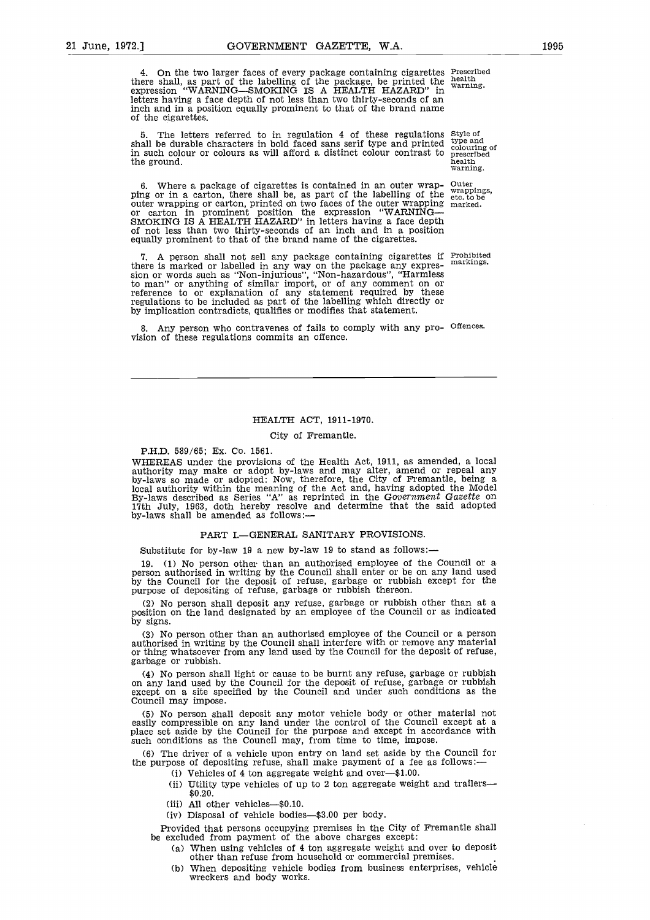4. On the two larger faces of every package containing cigarettes there shall, as part of the labelling of the package, be printed the expression "WARNING—SMOKING IS A HEALTH HAZARD" in letters having a face depth of not less than two thirty-seconds of an inch and in a position equally prominent to that of the brand name of the cigarettes. *Prescribed health warning.*

5. The letters referred to in regulation 4 of these regulations shall be durable characters in bold faced sans serif type and printed in such colour or colours as will afford a distinct colour contrast to the ground. *Style of type and colouring of prescribed health warning.*

6. Where a package of cigarettes is contained in an outer wrapping or in a carton, there shall be, as part of the labelling of the outer wrapping or carton, printed on two faces of the outer wrapping or carton in prominent position the expression "WARNING—SMOKING IS A HEALTH HAZARD" in letters having a face depth of not less than two thirty-seconds of an inch and in a position equally prominent to that of the brand name of the cigarettes. *Outer wrappings, etc. to be marked.*

7. A person shall not sell any package containing cigarettes if there is marked or labelled in any way on the package any expression or words such as "Non-injurious", "Non-hazardous", "Harmless to man" or anything of similar import, or of any comment on or reference to or explanation of any statement required by these regulations to be included as part of the labelling which directly or by implication contradicts, qualifies or modifies that statement. *Prohibited markings.*

8. Any person who contravenes of fails to comply with any provision of these regulations commits an offence. *Offences.*

---

HEALTH ACT, 1911-1970.

City of Fremantle.

P.H.D. 589/65; Ex. Co. 1561.

WHEREAS under the provisions of the Health Act, 1911, as amended, a local authority may make or adopt by-laws and may alter, amend or repeal any by-laws so made or adopted: Now, therefore, the City of Fremantle, being a local authority within the meaning of the Act and, having adopted the Model By-laws described as Series "A" as reprinted in the *Government Gazette* on 17th July, 1963, doth hereby resolve and determine that the said adopted by-laws shall be amended as follows:—

PART I.—GENERAL SANITARY PROVISIONS.

Substitute for by-law 19 a new by-law 19 to stand as follows:—

19. (1) No person other than an authorised employee of the Council or a person authorised in writing by the Council shall enter or be on any land used by the Council for the deposit of refuse, garbage or rubbish except for the purpose of depositing of refuse, garbage or rubbish thereon.

(2) No person shall deposit any refuse, garbage or rubbish other than at a position on the land designated by an employee of the Council or as indicated by signs.

(3) No person other than an authorised employee of the Council or a person authorised in writing by the Council shall interfere with or remove any material or thing whatsoever from any land used by the Council for the deposit of refuse, garbage or rubbish.

(4) No person shall light or cause to be burnt any refuse, garbage or rubbish on any land used by the Council for the deposit of refuse, garbage or rubbish except on a site specified by the Council and under such conditions as the Council may impose.

(5) No person shall deposit any motor vehicle body or other material not easily compressible on any land under the control of the Council except at a place set aside by the Council for the purpose and except in accordance with such conditions as the Council may, from time to time, impose.

(6) The driver of a vehicle upon entry on land set aside by the Council for the purpose of depositing refuse, shall make payment of a fee as follows:—

- (i) Vehicles of 4 ton aggregate weight and over—$1.00.
- (ii) Utility type vehicles of up to 2 ton aggregate weight and trailers—$0.20.
- (iii) All other vehicles—$0.10.
- (iv) Disposal of vehicle bodies—$3.00 per body.

Provided that persons occupying premises in the City of Fremantle shall be excluded from payment of the above charges except:

- (a) When using vehicles of 4 ton aggregate weight and over to deposit other than refuse from household or commercial premises.
- (b) When depositing vehicle bodies from business enterprises, vehicle wreckers and body works.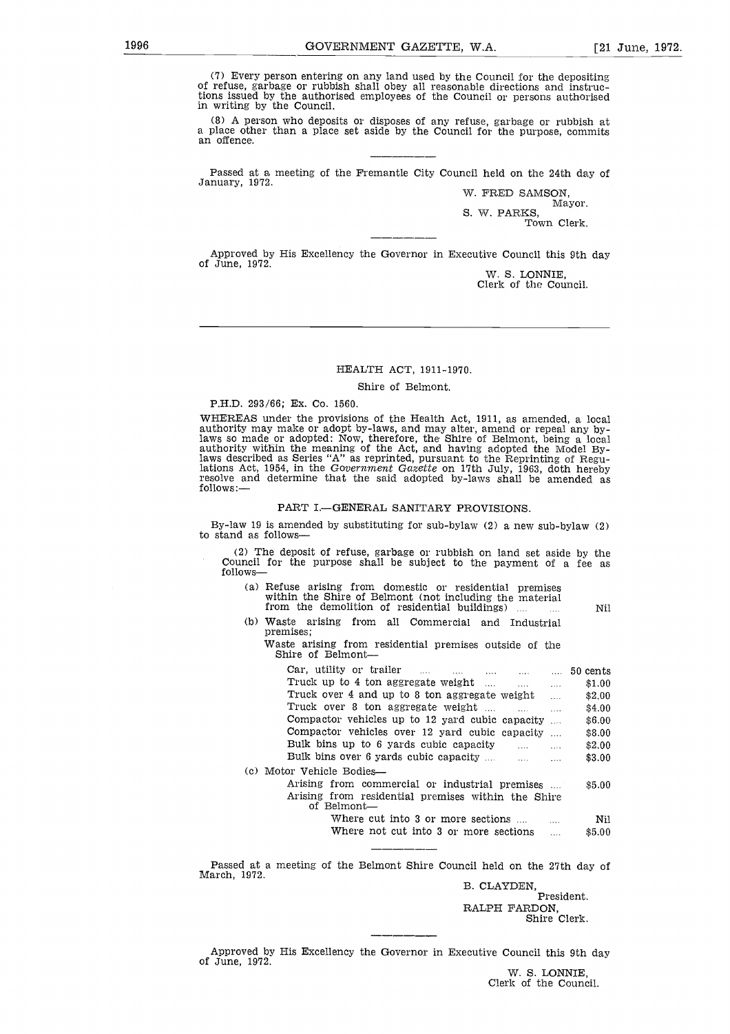(7) Every person entering on any land used by the Council for the depositing of refuse, garbage or rubbish shall obey all reasonable directions and instructions issued by the authorised employees of the Council or persons authorised in writing by the Council.

(8) A person who deposits or disposes of any refuse, garbage or rubbish at a place other than a place set aside by the Council for the purpose, commits an offence.

---

Passed at a meeting of the Fremantle City Council held on the 24th day of January, 1972.

W. FRED SAMSON,
Mayor.

S. W. PARKS,
Town Clerk.

---

Approved by His Excellency the Governor in Executive Council this 9th day of June, 1972.

W. S. LONNIE,
Clerk of the Council.

---

## HEALTH ACT, 1911-1970.

### Shire of Belmont.

P.H.D. 293/66; Ex. Co. 1560.

WHEREAS under the provisions of the Health Act, 1911, as amended, a local authority may make or adopt by-laws, and may alter, amend or repeal any by-laws so made or adopted: Now, therefore, the Shire of Belmont, being a local authority within the meaning of the Act, and having adopted the Model By-laws described as Series "A" as reprinted, pursuant to the Reprinting of Regulations Act, 1954, in the *Government Gazette* on 17th July, 1963, doth hereby resolve and determine that the said adopted by-laws shall be amended as follows:—

#### PART I.—GENERAL SANITARY PROVISIONS.

By-law 19 is amended by substituting for sub-bylaw (2) a new sub-bylaw (2) to stand as follows—

(2) The deposit of refuse, garbage or rubbish on land set aside by the Council for the purpose shall be subject to the payment of a fee as follows—

(a) Refuse arising from domestic or residential premises within the Shire of Belmont (not including the material from the demolition of residential buildings) .... .... Nil

(b) Waste arising from all Commercial and Industrial premises;

Waste arising from residential premises outside of the Shire of Belmont—

| | |
|---|---|
| Car, utility or trailer | 50 cents |
| Truck up to 4 ton aggregate weight | $1.00 |
| Truck over 4 and up to 8 ton aggregate weight | $2.00 |
| Truck over 8 ton aggregate weight | $4.00 |
| Compactor vehicles up to 12 yard cubic capacity | $6.00 |
| Compactor vehicles over 12 yard cubic capacity | $8.00 |
| Bulk bins up to 6 yards cubic capacity | $2.00 |
| Bulk bins over 6 yards cubic capacity | $3.00 |

(c) Motor Vehicle Bodies—

| | |
|---|---|
| Arising from commercial or industrial premises | $5.00 |
| Arising from residential premises within the Shire of Belmont— | |
| Where cut into 3 or more sections | Nil |
| Where not cut into 3 or more sections | $5.00 |

---

Passed at a meeting of the Belmont Shire Council held on the 27th day of March, 1972.

B. CLAYDEN,
President.

RALPH FARDON,
Shire Clerk.

---

Approved by His Excellency the Governor in Executive Council this 9th day of June, 1972.

W. S. LONNIE,
Clerk of the Council.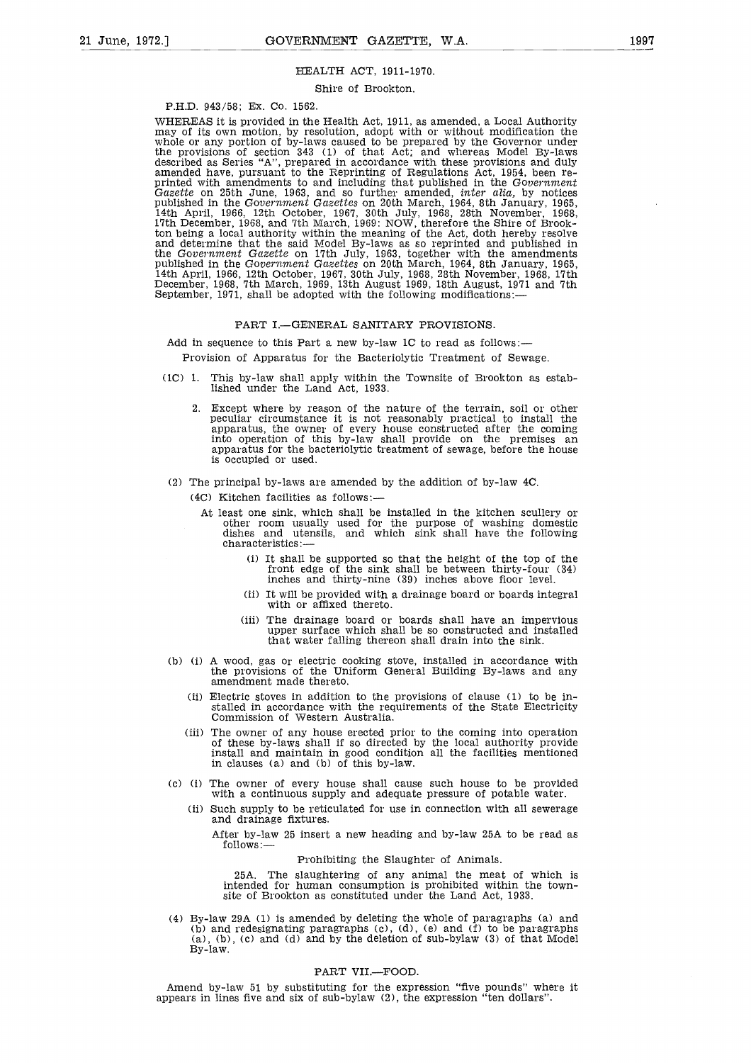## HEALTH ACT, 1911-1970.

Shire of Brookton.

P.H.D. 943/58; Ex. Co. 1562.

WHEREAS it is provided in the Health Act, 1911, as amended, a Local Authority may of its own motion, by resolution, adopt with or without modification the whole or any portion of by-laws caused to be prepared by the Governor under the provisions of section 343 (1) of that Act; and whereas Model By-laws described as Series "A", prepared in accordance with these provisions and duly amended have, pursuant to the Reprinting of Regulations Act, 1954, been reprinted with amendments to and including that published in the *Government Gazette* on 25th June, 1963, and so further amended, *inter alia,* by notices published in the *Government Gazettes* on 20th March, 1964, 8th January, 1965, 14th April, 1966, 12th October, 1967, 30th July, 1968, 28th November, 1968, 17th December, 1968, and 7th March, 1969: NOW, therefore the Shire of Brookton being a local authority within the meaning of the Act, doth hereby resolve and determine that the said Model By-laws as so reprinted and published in the *Government Gazette* on 17th July, 1963, together with the amendments published in the *Government Gazettes* on 20th March, 1964, 8th January, 1965, 14th April, 1966, 12th October, 1967, 30th July, 1968, 28th November, 1968, 17th December, 1968, 7th March, 1969, 13th August 1969, 18th August, 1971 and 7th September, 1971, shall be adopted with the following modifications:—

### PART I.—GENERAL SANITARY PROVISIONS.

Add in sequence to this Part a new by-law 1C to read as follows:—

Provision of Apparatus for the Bacteriolytic Treatment of Sewage.

(1C) 1. This by-law shall apply within the Townsite of Brookton as established under the Land Act, 1933.

2. Except where by reason of the nature of the terrain, soil or other peculiar circumstance it is not reasonably practical to install the apparatus, the owner of every house constructed after the coming into operation of this by-law shall provide on the premises an apparatus for the bacteriolytic treatment of sewage, before the house is occupied or used.

(2) The principal by-laws are amended by the addition of by-law 4C.

(4C) Kitchen facilities as follows:—

At least one sink, which shall be installed in the kitchen scullery or other room usually used for the purpose of washing domestic dishes and utensils, and which sink shall have the following characteristics:—

(i) It shall be supported so that the height of the top of the front edge of the sink shall be between thirty-four (34) inches and thirty-nine (39) inches above floor level.

(ii) It will be provided with a drainage board or boards integral with or affixed thereto.

(iii) The drainage board or boards shall have an impervious upper surface which shall be so constructed and installed that water falling thereon shall drain into the sink.

(b) (i) A wood, gas or electric cooking stove, installed in accordance with the provisions of the Uniform General Building By-laws and any amendment made thereto.

(ii) Electric stoves in addition to the provisions of clause (1) to be installed in accordance with the requirements of the State Electricity Commission of Western Australia.

(iii) The owner of any house erected prior to the coming into operation of these by-laws shall if so directed by the local authority provide install and maintain in good condition all the facilities mentioned in clauses (a) and (b) of this by-law.

(c) (i) The owner of every house shall cause such house to be provided with a continuous supply and adequate pressure of potable water.

(ii) Such supply to be reticulated for use in connection with all sewerage and drainage fixtures.

After by-law 25 insert a new heading and by-law 25A to be read as follows:—

Prohibiting the Slaughter of Animals.

25A. The slaughtering of any animal the meat of which is intended for human consumption is prohibited within the townsite of Brookton as constituted under the Land Act, 1933.

(4) By-law 29A (1) is amended by deleting the whole of paragraphs (a) and (b) and redesignating paragraphs (c), (d), (e) and (f) to be paragraphs (a), (b), (c) and (d) and by the deletion of sub-bylaw (3) of that Model By-law.

### PART VII.—FOOD.

Amend by-law 51 by substituting for the expression "five pounds" where it appears in lines five and six of sub-bylaw (2), the expression "ten dollars".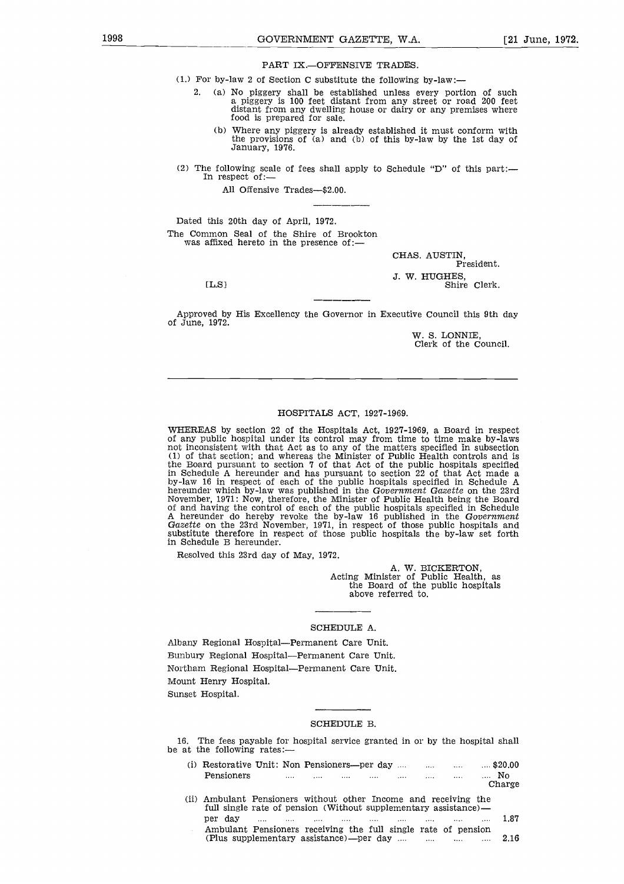PART IX.—OFFENSIVE TRADES.

(1.) For by-law 2 of Section C substitute the following by-law:—

2. (a) No piggery shall be established unless every portion of such a piggery is 100 feet distant from any street or road 200 feet distant from any dwelling house or dairy or any premises where food is prepared for sale.

(b) Where any piggery is already established it must conform with the provisions of (a) and (b) of this by-law by the 1st day of January, 1976.

(2) The following scale of fees shall apply to Schedule "D" of this part:—
In respect of:—

All Offensive Trades—$2.00.

---

Dated this 20th day of April, 1972.

The Common Seal of the Shire of Brookton was affixed hereto in the presence of:—

CHAS. AUSTIN,
President.

J. W. HUGHES,
Shire Clerk.

[L.S]

---

Approved by His Excellency the Governor in Executive Council this 9th day of June, 1972.

W. S. LONNIE,
Clerk of the Council.

---

## HOSPITALS ACT, 1927-1969.

WHEREAS by section 22 of the Hospitals Act, 1927-1969, a Board in respect of any public hospital under its control may from time to time make by-laws not inconsistent with that Act as to any of the matters specified in subsection (1) of that section; and whereas the Minister of Public Health controls and is the Board pursuant to section 7 of that Act of the public hospitals specified in Schedule A hereunder and has pursuant to section 22 of that Act made a by-law 16 in respect of each of the public hospitals specified in Schedule A hereunder which by-law was published in the *Government Gazette* on the 23rd November, 1971: Now, therefore, the Minister of Public Health being the Board of and having the control of each of the public hospitals specified in Schedule A hereunder do hereby revoke the by-law 16 published in the *Government Gazette* on the 23rd November, 1971, in respect of those public hospitals and substitute therefore in respect of those public hospitals the by-law set forth in Schedule B hereunder.

Resolved this 23rd day of May, 1972.

A. W. BICKERTON,
Acting Minister of Public Health, as the Board of the public hospitals above referred to.

---

### SCHEDULE A.

Albany Regional Hospital—Permanent Care Unit.
Bunbury Regional Hospital—Permanent Care Unit.
Northam Regional Hospital—Permanent Care Unit.
Mount Henry Hospital.
Sunset Hospital.

---

### SCHEDULE B.

16. The fees payable for hospital service granted in or by the hospital shall be at the following rates:—

(i) Restorative Unit: Non Pensioners—per day .... .... .... .... $20.00
Pensioners .... .... .... .... .... .... .... .... No Charge

(ii) Ambulant Pensioners without other Income and receiving the full single rate of pension (Without supplementary assistance)—per day .... .... .... .... .... .... .... .... .... 1.87
Ambulant Pensioners receiving the full single rate of pension (Plus supplementary assistance)—per day .... .... .... .... 2.16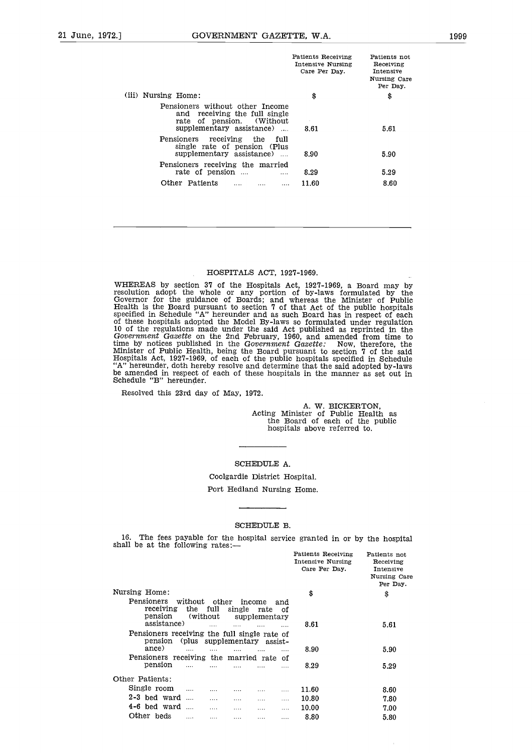| | Patients Receiving Intensive Nursing Care Per Day. | Patients not Receiving Intensive Nursing Care Per Day. |
|---|---|---|
| (iii) Nursing Home: | $ | $ |
| Pensioners without other Income and receiving the full single rate of pension. (Without supplementary assistance) .... | 8.61 | 5.61 |
| Pensioners receiving the full single rate of pension (Plus supplementary assistance) .... | 8.90 | 5.90 |
| Pensioners receiving the married rate of pension .... .... | 8.29 | 5.29 |
| Other Patients .... .... .... | 11.60 | 8.60 |

---

## HOSPITALS ACT, 1927-1969.

WHEREAS by section 37 of the Hospitals Act, 1927-1969, a Board may by resolution adopt the whole or any portion of by-laws formulated by the Governor for the guidance of Boards; and whereas the Minister of Public Health is the Board pursuant to section 7 of that Act of the public hospitals specified in Schedule "A" hereunder and as such Board has in respect of each of these hospitals adopted the Model By-laws so formulated under regulation 10 of the regulations made under the said Act published as reprinted in the *Government Gazette* on the 2nd February, 1960, and amended from time to time by notices published in the *Government Gazette:* Now, therefore, the Minister of Public Health, being the Board pursuant to section 7 of the said Hospitals Act, 1927-1969, of each of the public hospitals specified in Schedule "A" hereunder, doth hereby resolve and determine that the said adopted by-laws be amended in respect of each of these hospitals in the manner as set out in Schedule "B" hereunder.

Resolved this 23rd day of May, 1972.

A. W. BICKERTON,
Acting Minister of Public Health as the Board of each of the public hospitals above referred to.

---

### SCHEDULE A.

Coolgardie District Hospital.

Port Hedland Nursing Home.

---

### SCHEDULE B.

16. The fees payable for the hospital service granted in or by the hospital shall be at the following rates:—

| | Patients Receiving Intensive Nursing Care Per Day. | Patients not Receiving Intensive Nursing Care Per Day. |
|---|---|---|
| Nursing Home: | $ | $ |
| Pensioners without other income and receiving the full single rate of pension (without supplementary assistance) .... .... .... .... | 8.61 | 5.61 |
| Pensioners receiving the full single rate of pension (plus supplementary assistance) .... .... .... .... | 8.90 | 5.90 |
| Pensioners receiving the married rate of pension .... .... .... .... .... | 8.29 | 5.29 |
| Other Patients: | | |
| Single room .... .... .... .... .... | 11.60 | 8.60 |
| 2-3 bed ward .... .... .... .... .... | 10.80 | 7.80 |
| 4-6 bed ward .... .... .... .... .... | 10.00 | 7.00 |
| Other beds .... .... .... .... .... | 8.80 | 5.80 |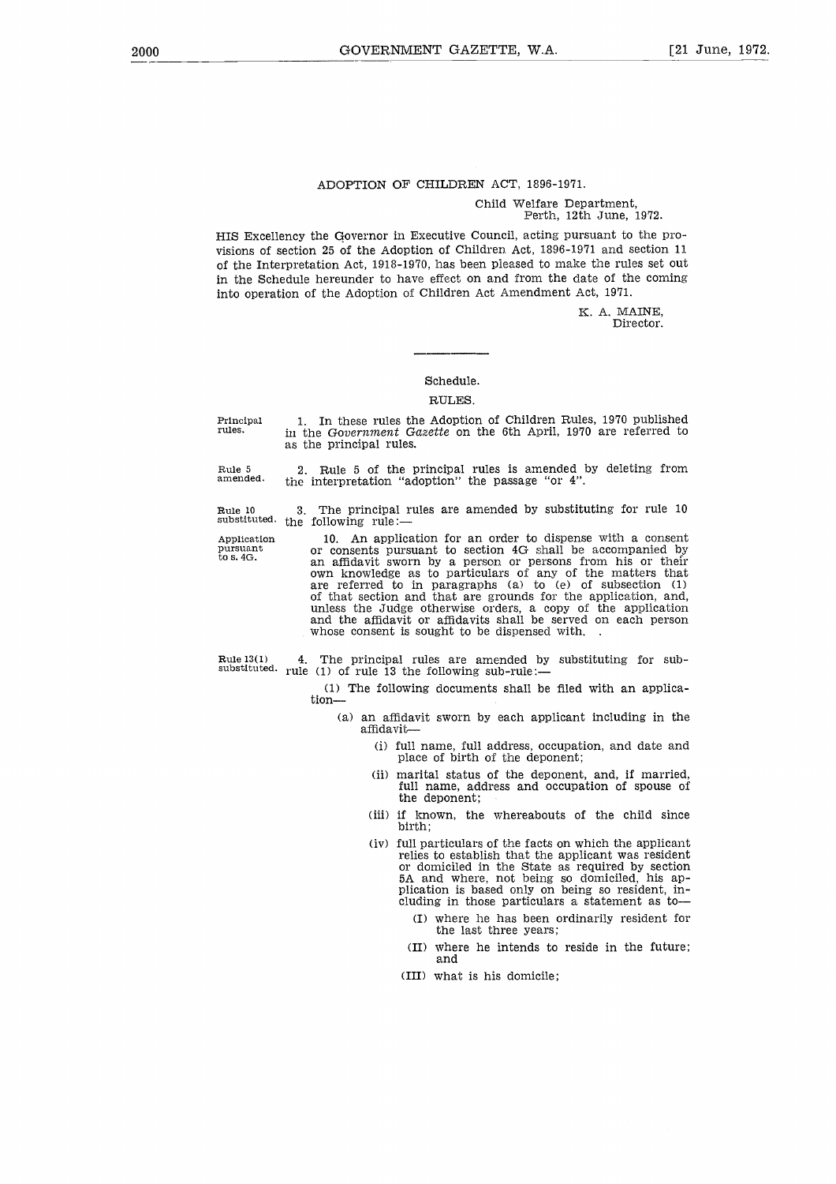## ADOPTION OF CHILDREN ACT, 1896-1971.

Child Welfare Department,
Perth, 12th June, 1972.

HIS Excellency the Governor in Executive Council, acting pursuant to the provisions of section 25 of the Adoption of Children Act, 1896-1971 and section 11 of the Interpretation Act, 1918-1970, has been pleased to make the rules set out in the Schedule hereunder to have effect on and from the date of the coming into operation of the Adoption of Children Act Amendment Act, 1971.

K. A. MAINE,
Director.

---

### Schedule.

### RULES.

Principal rules.

1. In these rules the Adoption of Children Rules, 1970 published in the *Government Gazette* on the 6th April, 1970 are referred to as the principal rules.

Rule 5 amended.

2. Rule 5 of the principal rules is amended by deleting from the interpretation "adoption" the passage "or 4".

Rule 10 substituted.

3. The principal rules are amended by substituting for rule 10 the following rule:—

Application pursuant to s. 4G.

10. An application for an order to dispense with a consent or consents pursuant to section 4G shall be accompanied by an affidavit sworn by a person or persons from his or their own knowledge as to particulars of any of the matters that are referred to in paragraphs (a) to (e) of subsection (1) of that section and that are grounds for the application, and, unless the Judge otherwise orders, a copy of the application and the affidavit or affidavits shall be served on each person whose consent is sought to be dispensed with. .

Rule 13(1) substituted.

4. The principal rules are amended by substituting for sub-rule (1) of rule 13 the following sub-rule:—

(1) The following documents shall be filed with an application—

(a) an affidavit sworn by each applicant including in the affidavit—

(i) full name, full address, occupation, and date and place of birth of the deponent;

(ii) marital status of the deponent, and, if married, full name, address and occupation of spouse of the deponent;

(iii) if known, the whereabouts of the child since birth;

(iv) full particulars of the facts on which the applicant relies to establish that the applicant was resident or domiciled in the State as required by section 5A and where, not being so domiciled, his application is based only on being so resident, including in those particulars a statement as to—

(I) where he has been ordinarily resident for the last three years;

(II) where he intends to reside in the future; and

(III) what is his domicile;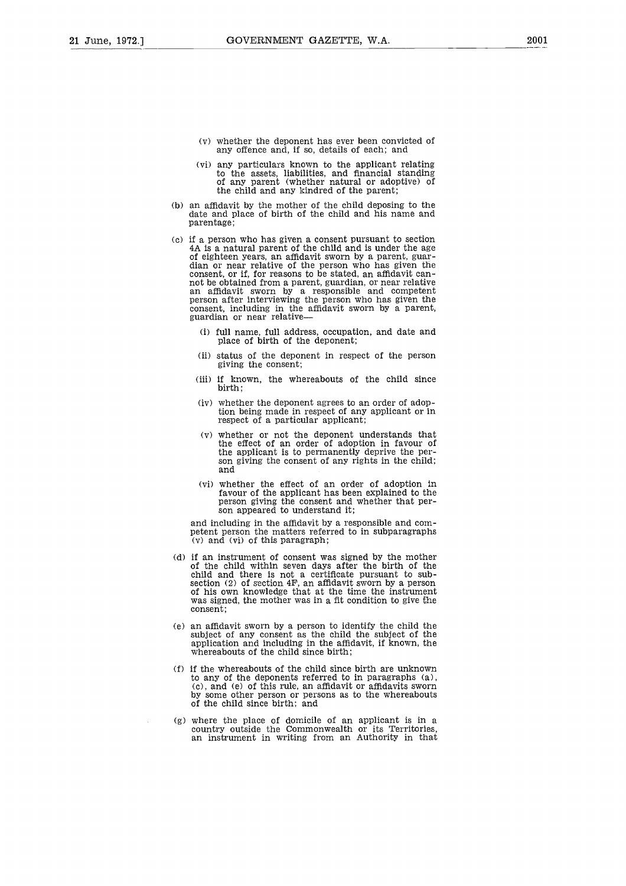(v) whether the deponent has ever been convicted of any offence and, if so, details of each; and

(vi) any particulars known to the applicant relating to the assets, liabilities, and financial standing of any parent (whether natural or adoptive) of the child and any kindred of the parent;

(b) an affidavit by the mother of the child deposing to the date and place of birth of the child and his name and parentage;

(c) if a person who has given a consent pursuant to section 4A is a natural parent of the child and is under the age of eighteen years, an affidavit sworn by a parent, guardian or near relative of the person who has given the consent, or if, for reasons to be stated, an affidavit cannot be obtained from a parent, guardian, or near relative an affidavit sworn by a responsible and competent person after interviewing the person who has given the consent, including in the affidavit sworn by a parent, guardian or near relative—

(i) full name, full address, occupation, and date and place of birth of the deponent;

(ii) status of the deponent in respect of the person giving the consent;

(iii) if known, the whereabouts of the child since birth;

(iv) whether the deponent agrees to an order of adoption being made in respect of any applicant or in respect of a particular applicant;

(v) whether or not the deponent understands that the effect of an order of adoption in favour of the applicant is to permanently deprive the person giving the consent of any rights in the child; and

(vi) whether the effect of an order of adoption in favour of the applicant has been explained to the person giving the consent and whether that person appeared to understand it;

and including in the affidavit by a responsible and competent person the matters referred to in subparagraphs (v) and (vi) of this paragraph;

(d) if an instrument of consent was signed by the mother of the child within seven days after the birth of the child and there is not a certificate pursuant to subsection (2) of section 4F, an affidavit sworn by a person of his own knowledge that at the time the instrument was signed, the mother was in a fit condition to give the consent;

(e) an affidavit sworn by a person to identify the child the subject of any consent as the child the subject of the application and including in the affidavit, if known, the whereabouts of the child since birth;

(f) if the whereabouts of the child since birth are unknown to any of the deponents referred to in paragraphs (a), (c), and (e) of this rule, an affidavit or affidavits sworn by some other person or persons as to the whereabouts of the child since birth; and

(g) where the place of domicile of an applicant is in a country outside the Commonwealth or its Territories, an instrument in writing from an Authority in that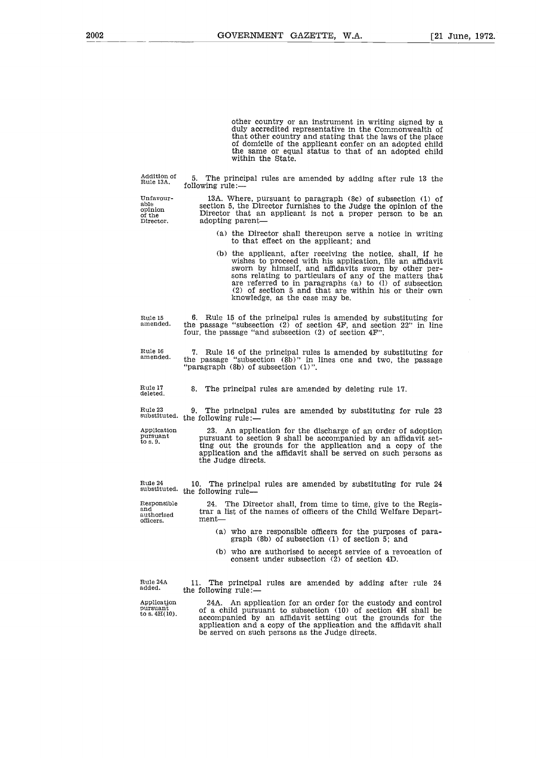other country or an instrument in writing signed by a duly accredited representative in the Commonwealth of that other country and stating that the laws of the place of domicile of the applicant confer on an adopted child the same or equal status to that of an adopted child within the State.

*Addition of Rule 13A.*

5. The principal rules are amended by adding after rule 13 the following rule:—

*Unfavourable opinion of the Director.*

13A. Where, pursuant to paragraph (8c) of subsection (1) of section 5, the Director furnishes to the Judge the opinion of the Director that an applicant is not a proper person to be an adopting parent—

(a) the Director shall thereupon serve a notice in writing to that effect on the applicant; and

(b) the applicant, after receiving the notice, shall, if he wishes to proceed with his application, file an affidavit sworn by himself, and affidavits sworn by other persons relating to particulars of any of the matters that are referred to in paragraphs (a) to (l) of subsection (2) of section 5 and that are within his or their own knowledge, as the case may be.

*Rule 15 amended.*

6. Rule 15 of the principal rules is amended by substituting for the passage "subsection (2) of section 4F, and section 22" in line four, the passage "and subsection (2) of section 4F".

*Rule 16 amended.*

7. Rule 16 of the principal rules is amended by substituting for the passage "subsection (8b)" in lines one and two, the passage "paragraph (8b) of subsection (1)".

*Rule 17 deleted.*

8. The principal rules are amended by deleting rule 17.

*Rule 23 substituted.*

9. The principal rules are amended by substituting for rule 23 the following rule:—

*Application pursuant to s. 9.*

23. An application for the discharge of an order of adoption pursuant to section 9 shall be accompanied by an affidavit setting out the grounds for the application and a copy of the application and the affidavit shall be served on such persons as the Judge directs.

*Rule 24 substituted.*

10. The principal rules are amended by substituting for rule 24 the following rule—

*Responsible and authorised officers.*

24. The Director shall, from time to time, give to the Registrar a list of the names of officers of the Child Welfare Department—

(a) who are responsible officers for the purposes of paragraph (8b) of subsection (1) of section 5; and

(b) who are authorised to accept service of a revocation of consent under subsection (2) of section 4D.

*Rule 24A added.*

11. The principal rules are amended by adding after rule 24 the following rule:—

*Application pursuant to s. 4H(10).*

24A. An application for an order for the custody and control of a child pursuant to subsection (10) of section 4H shall be accompanied by an affidavit setting out the grounds for the application and a copy of the application and the affidavit shall be served on such persons as the Judge directs.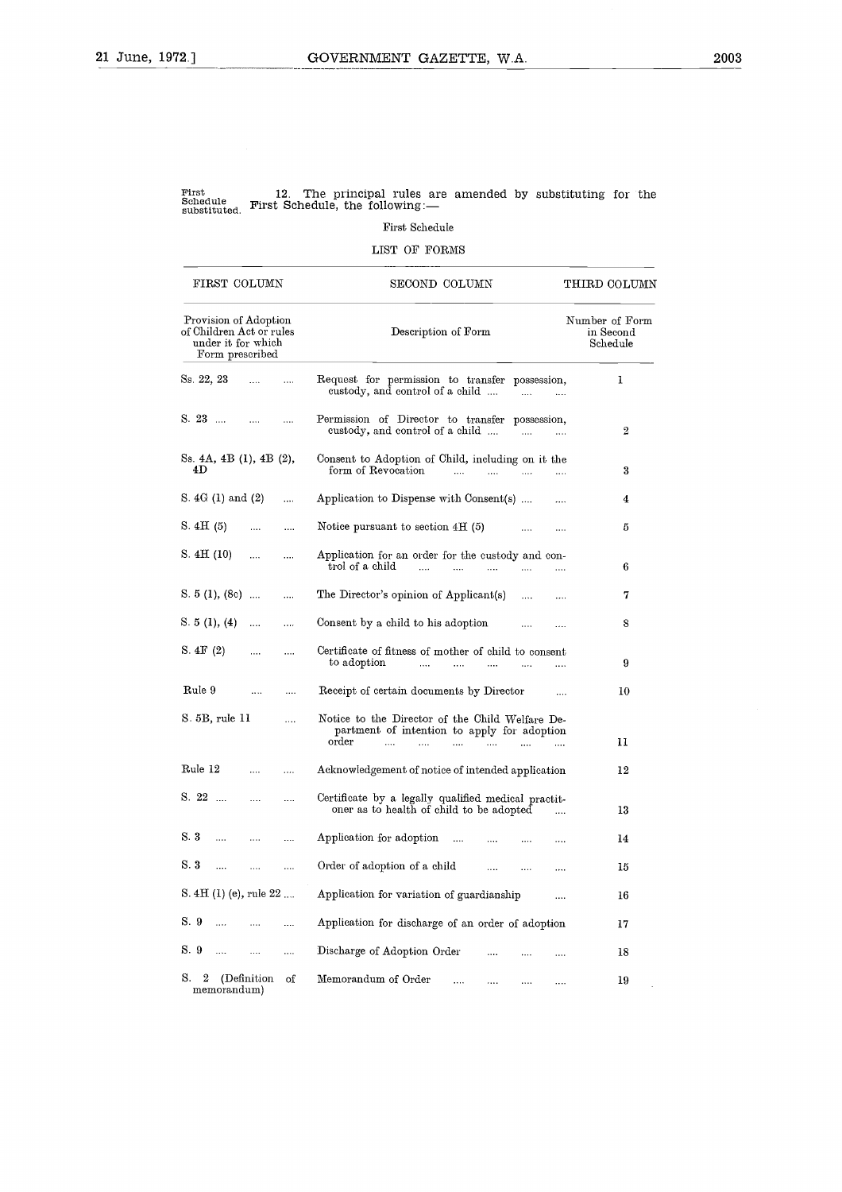First Schedule substituted.

12. The principal rules are amended by substituting for the First Schedule, the following:—

First Schedule

LIST OF FORMS

| FIRST COLUMN | SECOND COLUMN | THIRD COLUMN |
|---|---|---|
| Provision of Adoption of Children Act or rules under it for which Form prescribed | Description of Form | Number of Form in Second Schedule |
| Ss. 22, 23 .... .... | Request for permission to transfer possession, custody, and control of a child .... .... .... | 1 |
| S. 23 .... .... .... | Permission of Director to transfer possession, custody, and control of a child .... .... .... | 2 |
| Ss. 4A, 4B (1), 4B (2), 4D | Consent to Adoption of Child, including on it the form of Revocation .... .... .... .... | 3 |
| S. 4G (1) and (2) .... | Application to Dispense with Consent(s) .... .... | 4 |
| S. 4H (5) .... .... | Notice pursuant to section 4H (5) .... .... | 5 |
| S. 4H (10) .... .... | Application for an order for the custody and control of a child .... .... .... .... .... | 6 |
| S. 5 (1), (8c) .... .... | The Director's opinion of Applicant(s) .... .... | 7 |
| S. 5 (1), (4) .... .... | Consent by a child to his adoption .... .... | 8 |
| S. 4F (2) .... .... | Certificate of fitness of mother of child to consent to adoption .... .... .... .... .... | 9 |
| Rule 9 .... .... | Receipt of certain documents by Director .... | 10 |
| S. 5B, rule 11 .... | Notice to the Director of the Child Welfare Department of intention to apply for adoption order .... .... .... .... .... .... | 11 |
| Rule 12 .... .... | Acknowledgement of notice of intended application | 12 |
| S. 22 .... .... .... | Certificate by a legally qualified medical practitioner as to health of child to be adopted .... | 13 |
| S. 3 .... .... .... | Application for adoption .... .... .... .... | 14 |
| S. 3 .... .... .... | Order of adoption of a child .... .... .... | 15 |
| S. 4H (1) (e), rule 22 .... | Application for variation of guardianship .... | 16 |
| S. 9 .... .... .... | Application for discharge of an order of adoption | 17 |
| S. 9 .... .... .... | Discharge of Adoption Order .... .... .... | 18 |
| S. 2 (Definition of memorandum) | Memorandum of Order .... .... .... .... | 19 |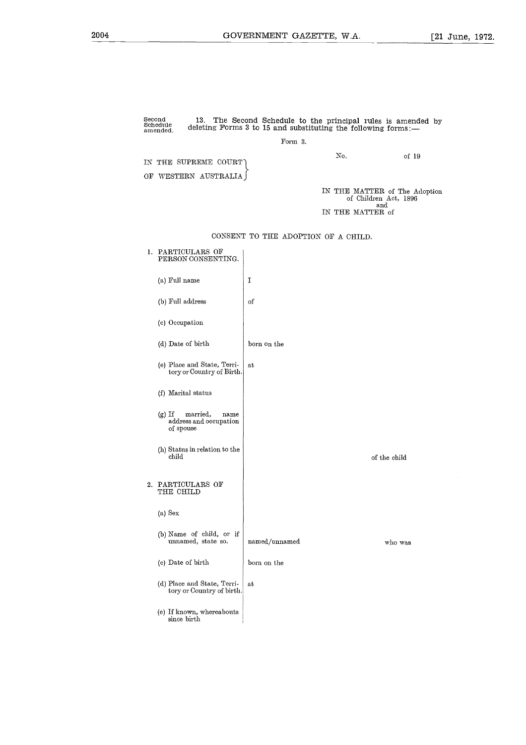Second Schedule amended.

13. The Second Schedule to the principal rules is amended by deleting Forms 3 to 15 and substituting the following forms:—

Form 3.

No. of 19

IN THE SUPREME COURT OF WESTERN AUSTRALIA

IN THE MATTER of The Adoption of Children Act, 1896
and
IN THE MATTER of

CONSENT TO THE ADOPTION OF A CHILD.

| | | |
|---|---|---|
| 1. PARTICULARS OF PERSON CONSENTING. | | |
| (a) Full name | I | |
| (b) Full address | of | |
| (c) Occupation | | |
| (d) Date of birth | born on the | |
| (e) Place and State, Territory or Country of Birth. | at | |
| (f) Marital status | | |
| (g) If married, name address and occupation of spouse | | |
| (h) Status in relation to the child | | of the child |
| 2. PARTICULARS OF THE CHILD | | |
| (a) Sex | | |
| (b) Name of child, or if unnamed, state so. | named/unnamed | who was |
| (c) Date of birth | born on the | |
| (d) Place and State, Territory or Country of birth. | at | |
| (e) If known, whereabouts since birth | | |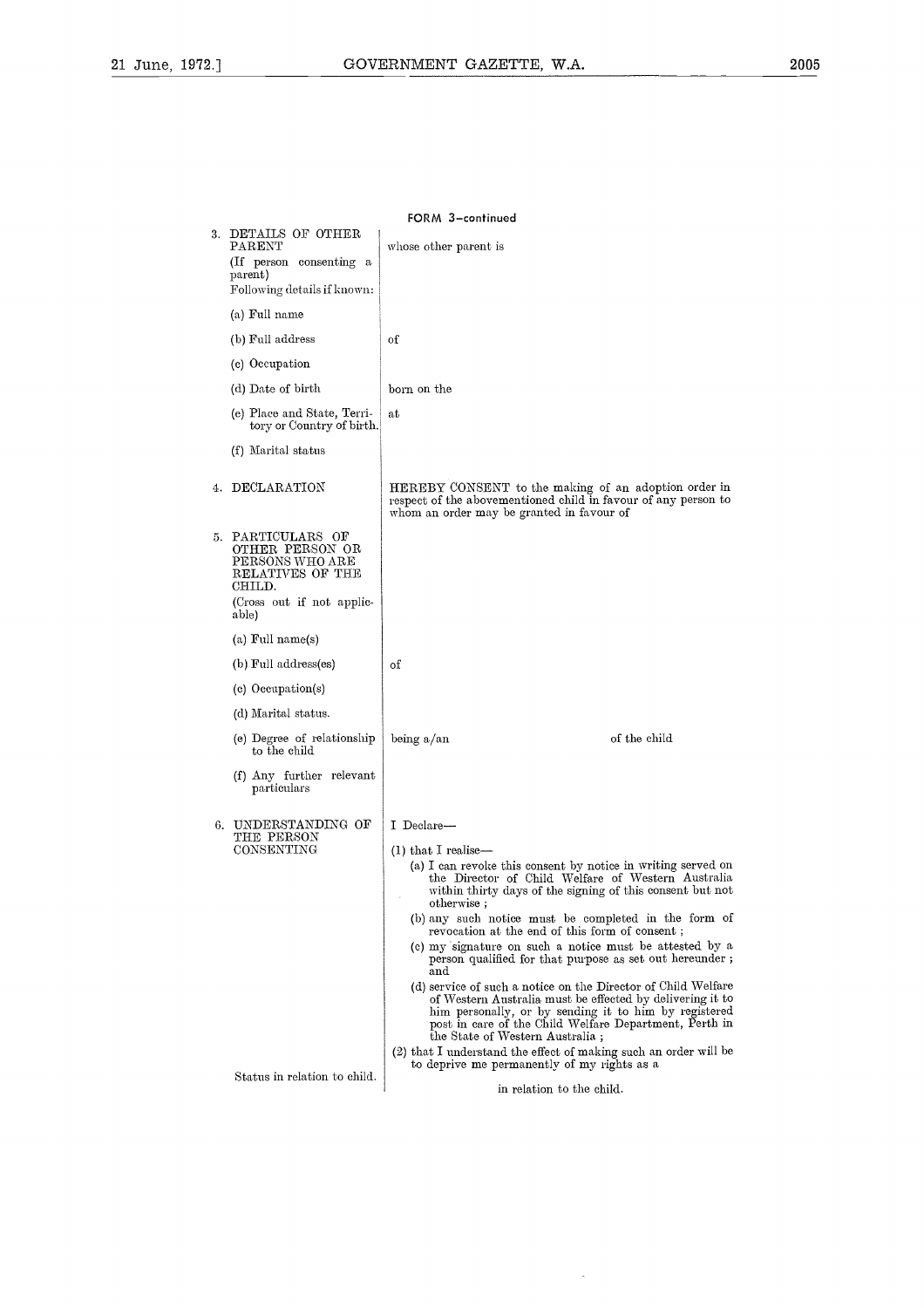FORM 3—continued

| | |
|---|---|
| 3. DETAILS OF OTHER PARENT (If person consenting a parent) Following details if known: | whose other parent is |
| (a) Full name | |
| (b) Full address | of |
| (c) Occupation | |
| (d) Date of birth | born on the |
| (e) Place and State, Territory or Country of birth. | at |
| (f) Marital status | |
| 4. DECLARATION | HEREBY CONSENT to the making of an adoption order in respect of the abovementioned child in favour of any person to whom an order may be granted in favour of |
| 5. PARTICULARS OF OTHER PERSON OR PERSONS WHO ARE RELATIVES OF THE CHILD. (Cross out if not applicable) | |
| (a) Full name(s) | |
| (b) Full address(es) | of |
| (c) Occupation(s) | |
| (d) Marital status. | |
| (e) Degree of relationship to the child | being a/an of the child |
| (f) Any further relevant particulars | |
| 6. UNDERSTANDING OF THE PERSON CONSENTING | I Declare— (1) that I realise— (a) I can revoke this consent by notice in writing served on the Director of Child Welfare of Western Australia within thirty days of the signing of this consent but not otherwise ; (b) any such notice must be completed in the form of revocation at the end of this form of consent ; (c) my signature on such a notice must be attested by a person qualified for that purpose as set out hereunder ; and (d) service of such a notice on the Director of Child Welfare of Western Australia must be effected by delivering it to him personally, or by sending it to him by registered post in care of the Child Welfare Department, Perth in the State of Western Australia ; (2) that I understand the effect of making such an order will be to deprive me permanently of my rights as a |
| Status in relation to child. | in relation to the child. |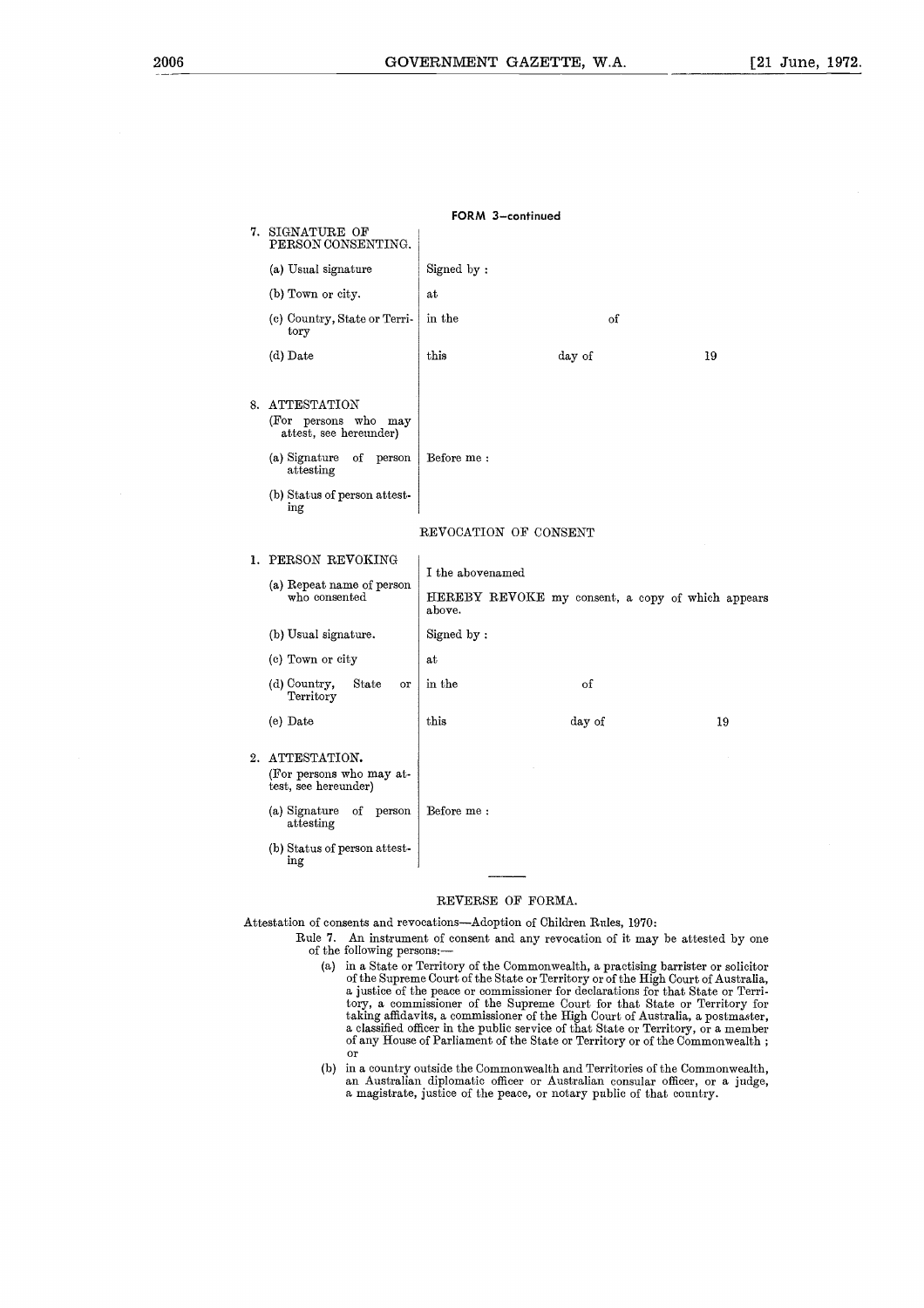**FORM 3—continued**

| | |
|---|---|
| 7. SIGNATURE OF PERSON CONSENTING. | |
| (a) Usual signature | Signed by : |
| (b) Town or city. | at |
| (c) Country, State or Territory | in the                    of |
| (d) Date | this                    day of                    19 |
| 8. ATTESTATION (For persons who may attest, see hereunder) | |
| (a) Signature of person attesting | Before me : |
| (b) Status of person attesting | |

REVOCATION OF CONSENT

| | |
|---|---|
| 1. PERSON REVOKING | |
| (a) Repeat name of person who consented | I the abovenamed<br>HEREBY REVOKE my consent, a copy of which appears above. |
| (b) Usual signature. | Signed by : |
| (c) Town or city | at |
| (d) Country, State or Territory | in the                    of |
| (e) Date | this                    day of                    19 |
| 2. ATTESTATION. (For persons who may attest, see hereunder) | |
| (a) Signature of person attesting | Before me : |
| (b) Status of person attesting | |

REVERSE OF FORMA.

Attestation of consents and revocations—Adoption of Children Rules, 1970:

Rule 7. An instrument of consent and any revocation of it may be attested by one of the following persons:—

(a) in a State or Territory of the Commonwealth, a practising barrister or solicitor of the Supreme Court of the State or Territory or of the High Court of Australia, a justice of the peace or commissioner for declarations for that State or Territory, a commissioner of the Supreme Court for that State or Territory for taking affidavits, a commissioner of the High Court of Australia, a postmaster, a classified officer in the public service of that State or Territory, or a member of any House of Parliament of the State or Territory or of the Commonwealth ; or

(b) in a country outside the Commonwealth and Territories of the Commonwealth, an Australian diplomatic officer or Australian consular officer, or a judge, a magistrate, justice of the peace, or notary public of that country.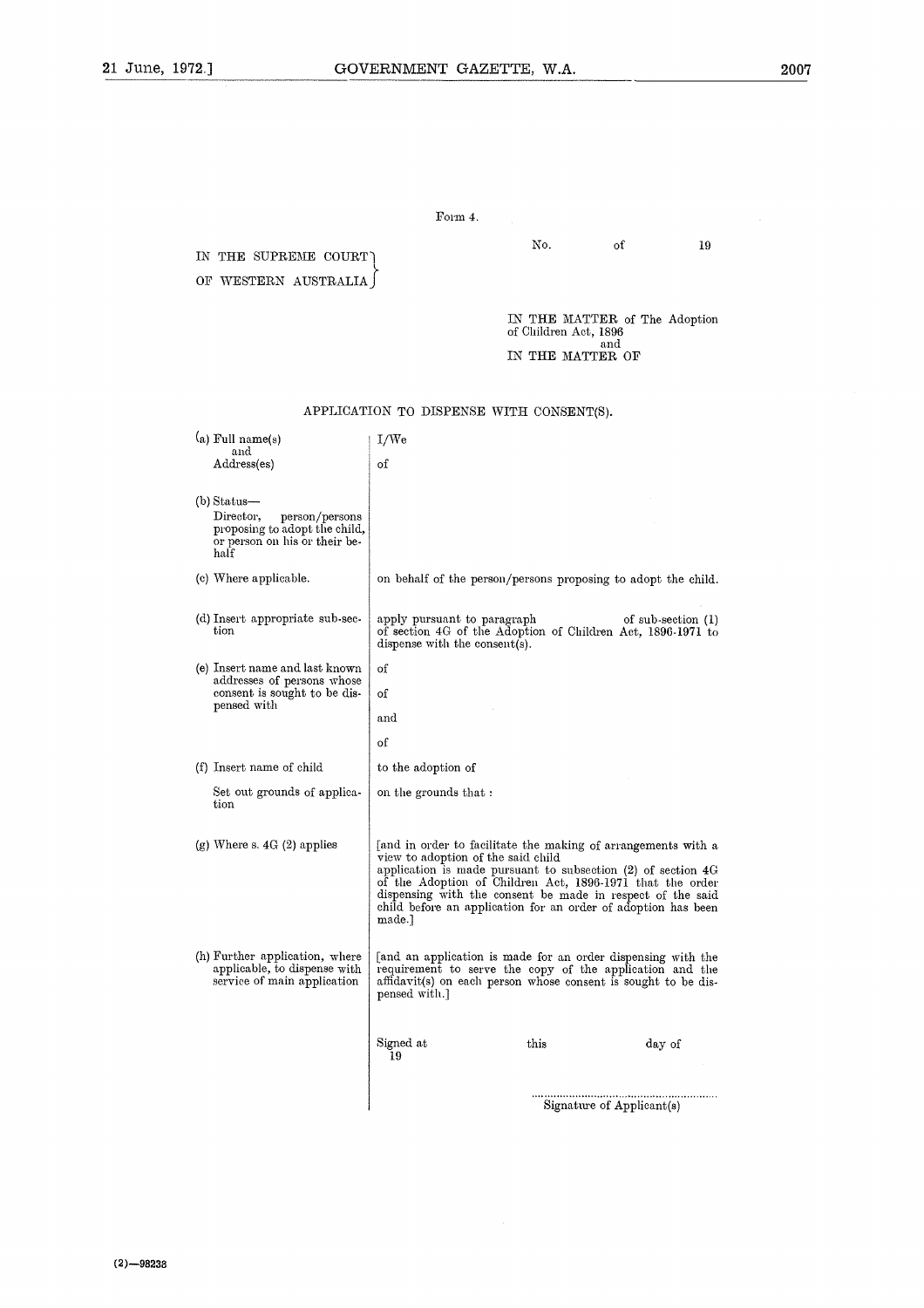Form 4.

No. of 19

IN THE SUPREME COURT OF WESTERN AUSTRALIA

IN THE MATTER of The Adoption of Children Act, 1896
and
IN THE MATTER OF

## APPLICATION TO DISPENSE WITH CONSENT(S).

| | |
|---|---|
| (a) Full name(s) and Address(es) | I/We<br>of |
| (b) Status— Director, person/persons proposing to adopt the child, or person on his or their behalf | |
| (c) Where applicable. | on behalf of the person/persons proposing to adopt the child. |
| (d) Insert appropriate sub-section | apply pursuant to paragraph of sub-section (1) of section 4G of the Adoption of Children Act, 1896-1971 to dispense with the consent(s). |
| (e) Insert name and last known addresses of persons whose consent is sought to be dispensed with | of<br>of<br>and<br>of |
| (f) Insert name of child | to the adoption of |
| Set out grounds of application | on the grounds that : |
| (g) Where s. 4G (2) applies | [and in order to facilitate the making of arrangements with a view to adoption of the said child application is made pursuant to subsection (2) of section 4G of the Adoption of Children Act, 1896-1971 that the order dispensing with the consent be made in respect of the said child before an application for an order of adoption has been made.] |
| (h) Further application, where applicable, to dispense with service of main application | [and an application is made for an order dispensing with the requirement to serve the copy of the application and the affidavit(s) on each person whose consent is sought to be dispensed with.] |
| | Signed at this day of 19 |
| | .............................................................<br>Signature of Applicant(s) |

(2)—98238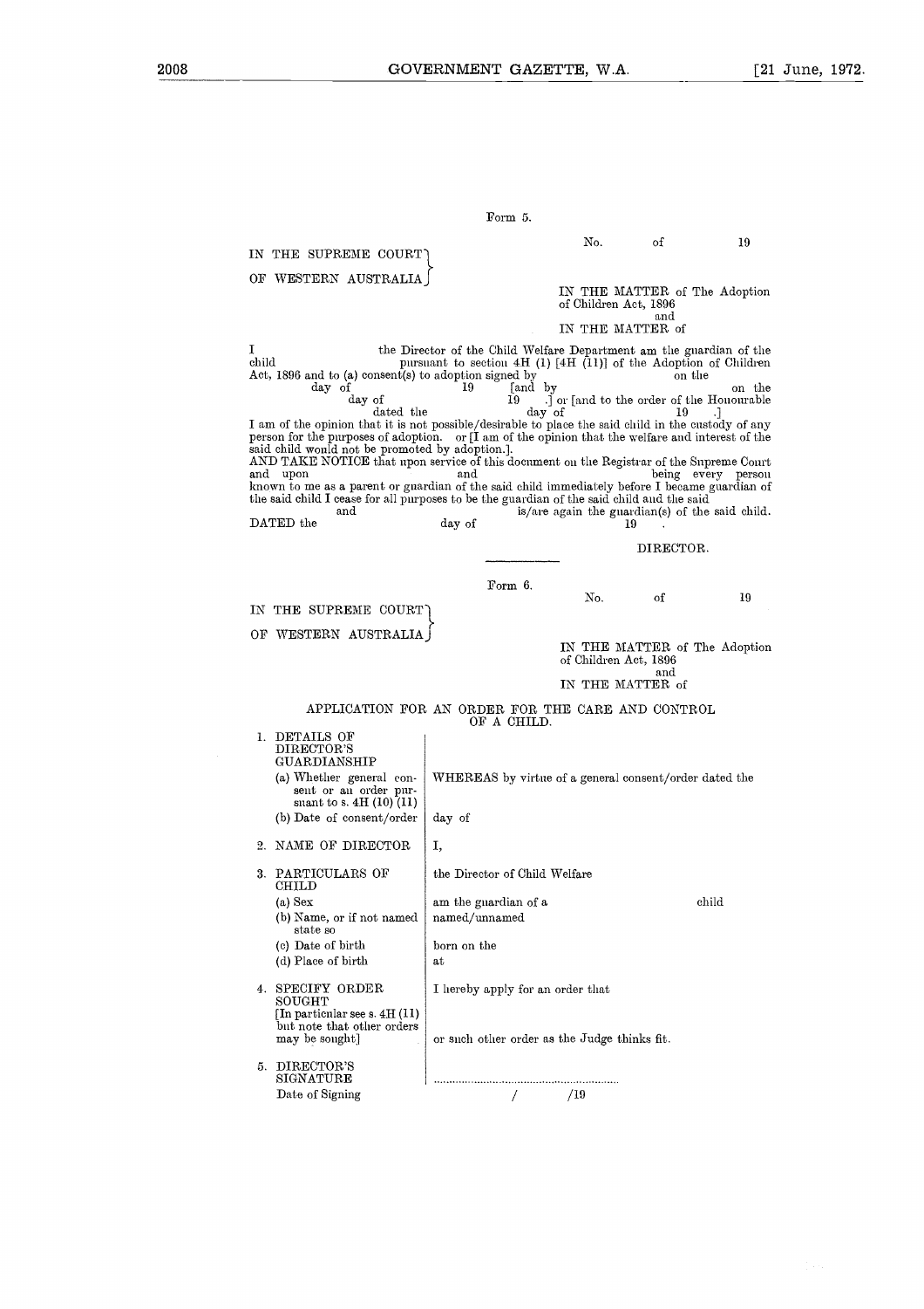Form 5.

No. of 19

IN THE SUPREME COURT OF WESTERN AUSTRALIA

IN THE MATTER of The Adoption of Children Act, 1896
and
IN THE MATTER of

I the Director of the Child Welfare Department am the guardian of the child pursuant to section 4H (1) [4H (11)] of the Adoption of Children Act, 1896 and to (a) consent(s) to adoption signed by on the day of 19 [and by on the day of 19 .] or [and to the order of the Honourable dated the day of 19 .]
I am of the opinion that it is not possible/desirable to place the said child in the custody of any person for the purposes of adoption. or [I am of the opinion that the welfare and interest of the said child would not be promoted by adoption.].
AND TAKE NOTICE that upon service of this document on the Registrar of the Supreme Court and upon and being every person known to me as a parent or guardian of the said child immediately before I became guardian of the said child I cease for all purposes to be the guardian of the said child and the said and is/are again the guardian(s) of the said child.
DATED the day of 19 .

DIRECTOR.

---

Form 6.

No. of 19

IN THE SUPREME COURT OF WESTERN AUSTRALIA

IN THE MATTER of The Adoption of Children Act, 1896
and
IN THE MATTER of

APPLICATION FOR AN ORDER FOR THE CARE AND CONTROL OF A CHILD.

| | |
|---|---|
| 1. DETAILS OF DIRECTOR'S GUARDIANSHIP | |
| (a) Whether general consent or an order pursuant to s. 4H (10) (11) | WHEREAS by virtue of a general consent/order dated the |
| (b) Date of consent/order | day of |
| 2. NAME OF DIRECTOR | I, |
| 3. PARTICULARS OF CHILD | the Director of Child Welfare |
| (a) Sex | am the guardian of a child |
| (b) Name, or if not named state so | named/unnamed |
| (c) Date of birth | born on the |
| (d) Place of birth | at |
| 4. SPECIFY ORDER SOUGHT [In particular see s. 4H (11) but note that other orders may be sought] | I hereby apply for an order that<br><br>or such other order as the Judge thinks fit. |
| 5. DIRECTOR'S SIGNATURE | ........................................................ |
| Date of Signing | / /19 |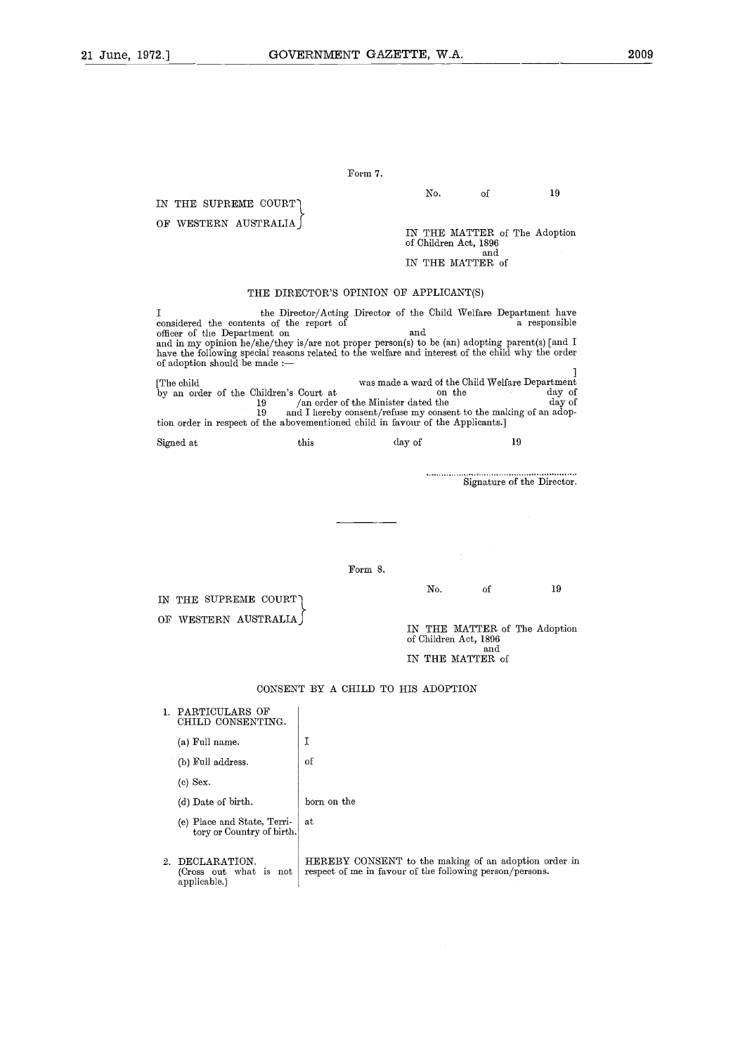Form 7.

IN THE SUPREME COURT OF WESTERN AUSTRALIA

No. of 19

IN THE MATTER of The Adoption of Children Act, 1896
and
IN THE MATTER of

THE DIRECTOR'S OPINION OF APPLICANT(S)

I the Director/Acting Director of the Child Welfare Department have considered the contents of the report of a responsible officer of the Department on and and in my opinion he/she/they is/are not proper person(s) to be (an) adopting parent(s) [and I have the following special reasons related to the welfare and interest of the child why the order of adoption should be made :—

]

[The child was made a ward of the Child Welfare Department by an order of the Children's Court at on the day of 19 /an order of the Minister dated the day of 19 and I hereby consent/refuse my consent to the making of an adoption order in respect of the abovementioned child in favour of the Applicants.]

Signed at this day of 19

..........................................................
Signature of the Director.

---

Form 8.

IN THE SUPREME COURT OF WESTERN AUSTRALIA

No. of 19

IN THE MATTER of The Adoption of Children Act, 1896
and
IN THE MATTER of

CONSENT BY A CHILD TO HIS ADOPTION

| | |
|---|---|
| 1. PARTICULARS OF CHILD CONSENTING. | |
| (a) Full name. | I |
| (b) Full address. | of |
| (c) Sex. | |
| (d) Date of birth. | born on the |
| (e) Place and State, Territory or Country of birth. | at |
| 2. DECLARATION. (Cross out what is not applicable.) | HEREBY CONSENT to the making of an adoption order in respect of me in favour of the following person/persons. |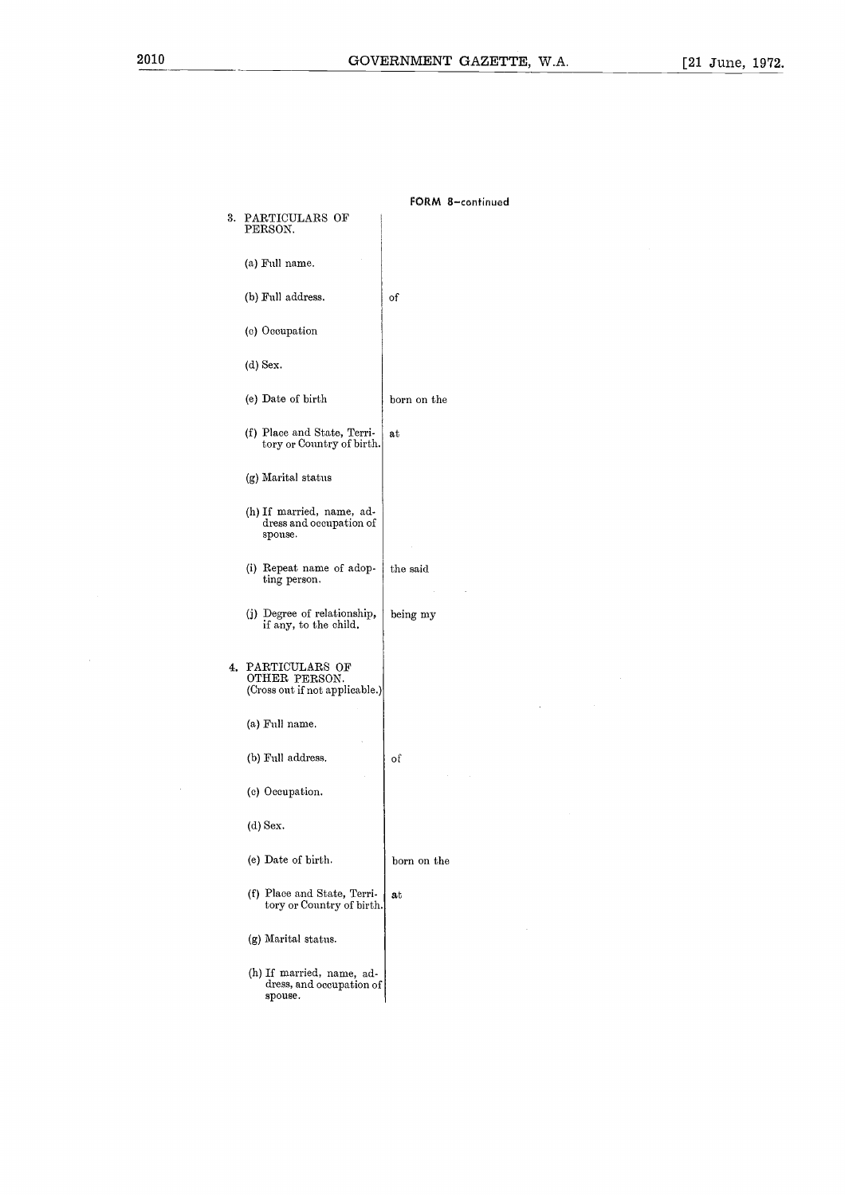**FORM 8—continued**

| | |
|---|---|
| 3. PARTICULARS OF PERSON. | |
| (a) Full name. | |
| (b) Full address. | of |
| (c) Occupation | |
| (d) Sex. | |
| (e) Date of birth | born on the |
| (f) Place and State, Territory or Country of birth. | at |
| (g) Marital status | |
| (h) If married, name, address and occupation of spouse. | |
| (i) Repeat name of adopting person. | the said |
| (j) Degree of relationship, if any, to the child. | being my |
| 4. PARTICULARS OF OTHER PERSON. (Cross out if not applicable.) | |
| (a) Full name. | |
| (b) Full address. | of |
| (c) Occupation. | |
| (d) Sex. | |
| (e) Date of birth. | born on the |
| (f) Place and State, Territory or Country of birth. | at |
| (g) Marital status. | |
| (h) If married, name, address, and occupation of spouse. | |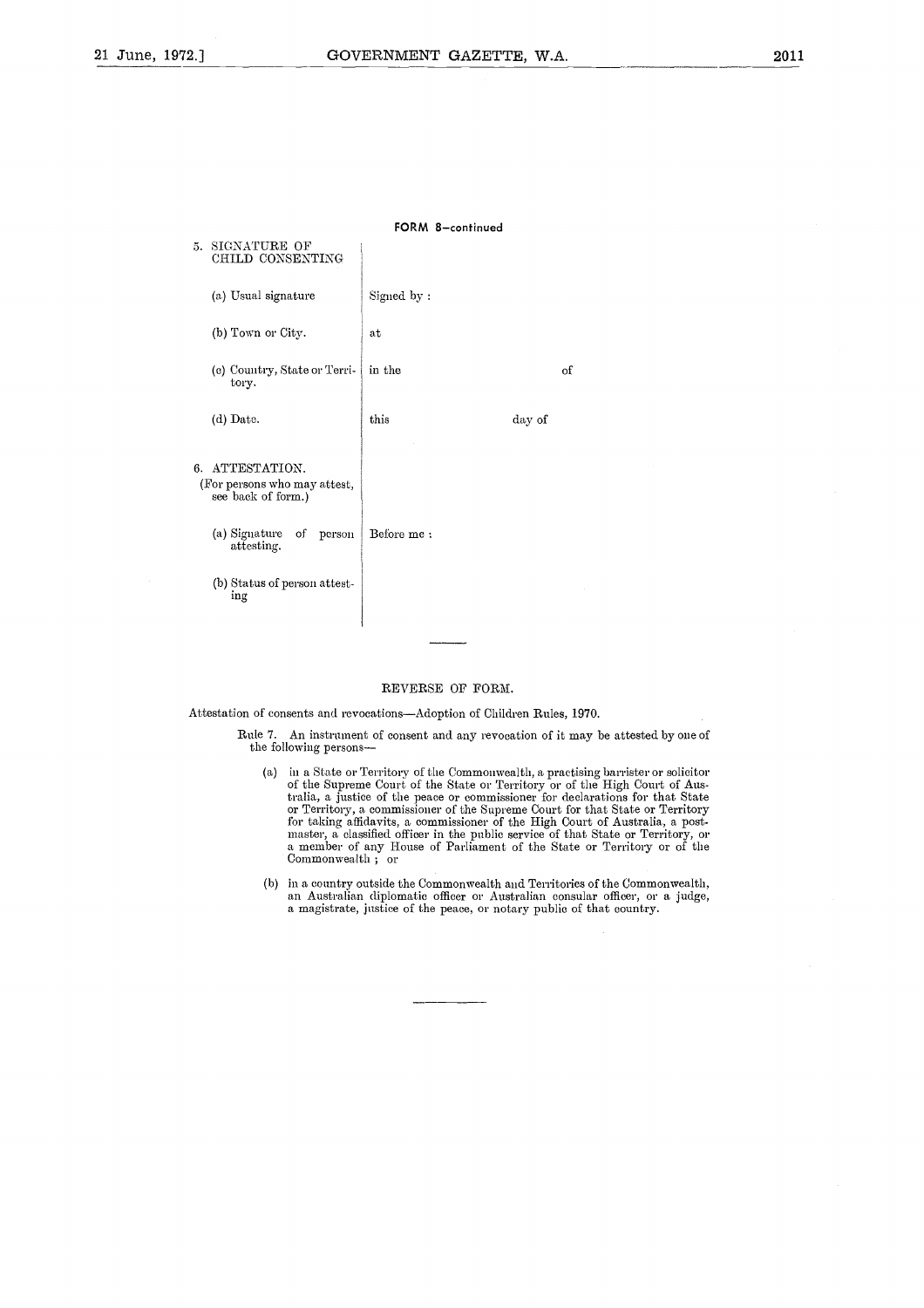**FORM 8—continued**

| | |
|---|---|
| 5. SIGNATURE OF CHILD CONSENTING | |
| (a) Usual signature | Signed by : |
| (b) Town or City. | at |
| (c) Country, State or Territory. | in the &nbsp;&nbsp;&nbsp;&nbsp;&nbsp;&nbsp;&nbsp;&nbsp;&nbsp;&nbsp;&nbsp;&nbsp; of |
| (d) Date. | this &nbsp;&nbsp;&nbsp;&nbsp;&nbsp;&nbsp;&nbsp;&nbsp;&nbsp;&nbsp;&nbsp;&nbsp; day of |
| 6. ATTESTATION. (For persons who may attest, see back of form.) | |
| (a) Signature of person attesting. | Before me : |
| (b) Status of person attesting | |

---

REVERSE OF FORM.

Attestation of consents and revocations—Adoption of Children Rules, 1970.

Rule 7. An instrument of consent and any revocation of it may be attested by one of the following persons—

(a) in a State or Territory of the Commonwealth, a practising barrister or solicitor of the Supreme Court of the State or Territory or of the High Court of Australia, a justice of the peace or commissioner for declarations for that State or Territory, a commissioner of the Supreme Court for that State or Territory for taking affidavits, a commissioner of the High Court of Australia, a postmaster, a classified officer in the public service of that State or Territory, or a member of any House of Parliament of the State or Territory or of the Commonwealth ; or

(b) in a country outside the Commonwealth and Territories of the Commonwealth, an Australian diplomatic officer or Australian consular officer, or a judge, a magistrate, justice of the peace, or notary public of that country.

---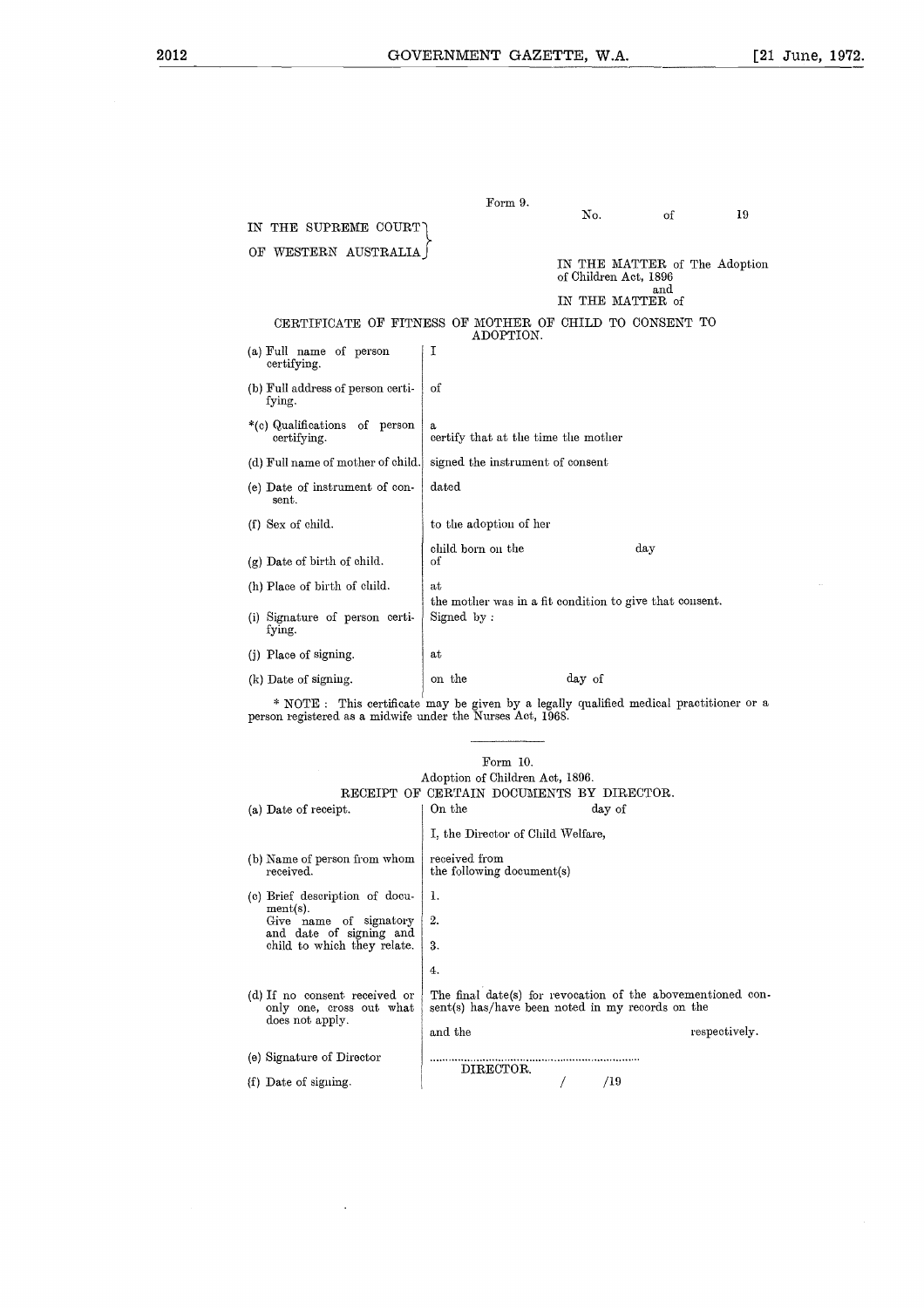Form 9.

No. of 19

IN THE SUPREME COURT OF WESTERN AUSTRALIA

IN THE MATTER of The Adoption of Children Act, 1896
and
IN THE MATTER of

CERTIFICATE OF FITNESS OF MOTHER OF CHILD TO CONSENT TO ADOPTION.

| | |
|---|---|
| (a) Full name of person certifying. | I |
| (b) Full address of person certifying. | of |
| *(c) Qualifications of person certifying. | a<br>certify that at the time the mother |
| (d) Full name of mother of child. | signed the instrument of consent |
| (e) Date of instrument of consent. | dated |
| (f) Sex of child. | to the adoption of her |
| (g) Date of birth of child. | child born on the day of |
| (h) Place of birth of child. | at<br>the mother was in a fit condition to give that consent. |
| (i) Signature of person certifying. | Signed by : |
| (j) Place of signing. | at |
| (k) Date of signing. | on the day of |

* NOTE : This certificate may be given by a legally qualified medical practitioner or a person registered as a midwife under the Nurses Act, 1968.

---

Form 10.

Adoption of Children Act, 1896.

RECEIPT OF CERTAIN DOCUMENTS BY DIRECTOR.

| | |
|---|---|
| (a) Date of receipt. | On the day of<br><br>I, the Director of Child Welfare, |
| (b) Name of person from whom received. | received from<br>the following document(s) |
| (c) Brief description of document(s).<br>Give name of signatory and date of signing and child to which they relate. | 1.<br>2.<br>3.<br>4. |
| (d) If no consent received or only one, cross out what does not apply. | The final date(s) for revocation of the abovementioned consent(s) has/have been noted in my records on the<br><br>and the respectively. |
| (e) Signature of Director | ..................................................................<br>DIRECTOR. |
| (f) Date of signing. | / /19 |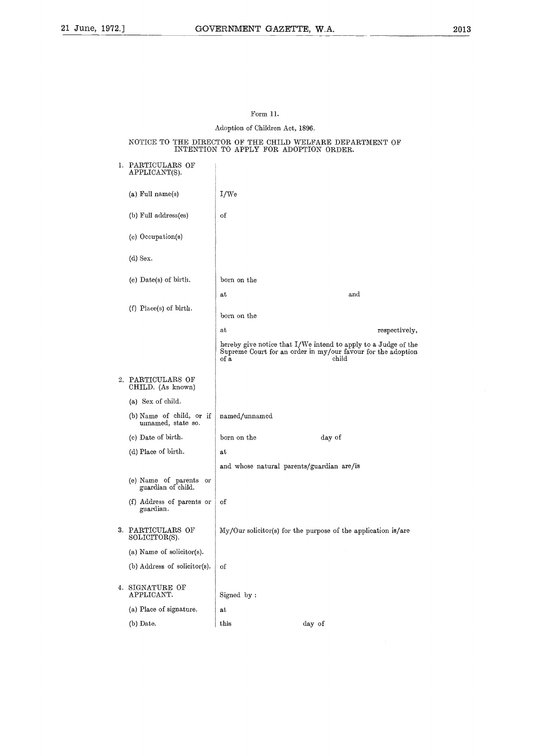Form 11.

Adoption of Children Act, 1896.

NOTICE TO THE DIRECTOR OF THE CHILD WELFARE DEPARTMENT OF INTENTION TO APPLY FOR ADOPTION ORDER.

| | |
|---|---|
| 1. PARTICULARS OF APPLICANT(S). | |
| (a) Full name(s) | I/We |
| (b) Full address(es) | of |
| (c) Occupation(s) | |
| (d) Sex. | |
| (e) Date(s) of birth. | born on the |
| | at and |
| (f) Place(s) of birth. | born on the |
| | at respectively, |
| | hereby give notice that I/We intend to apply to a Judge of the Supreme Court for an order in my/our favour for the adoption of a child |
| 2. PARTICULARS OF CHILD. (As known) | |
| (a) Sex of child. | |
| (b) Name of child, or if unnamed, state so. | named/unnamed |
| (c) Date of birth. | born on the day of |
| (d) Place of birth. | at |
| | and whose natural parents/guardian are/is |
| (e) Name of parents or guardian of child. | |
| (f) Address of parents or guardian. | of |
| 3. PARTICULARS OF SOLICITOR(S). | My/Our solicitor(s) for the purpose of the application is/are |
| (a) Name of solicitor(s). | |
| (b) Address of solicitor(s). | of |
| 4. SIGNATURE OF APPLICANT. | Signed by : |
| (a) Place of signature. | at |
| (b) Date. | this day of |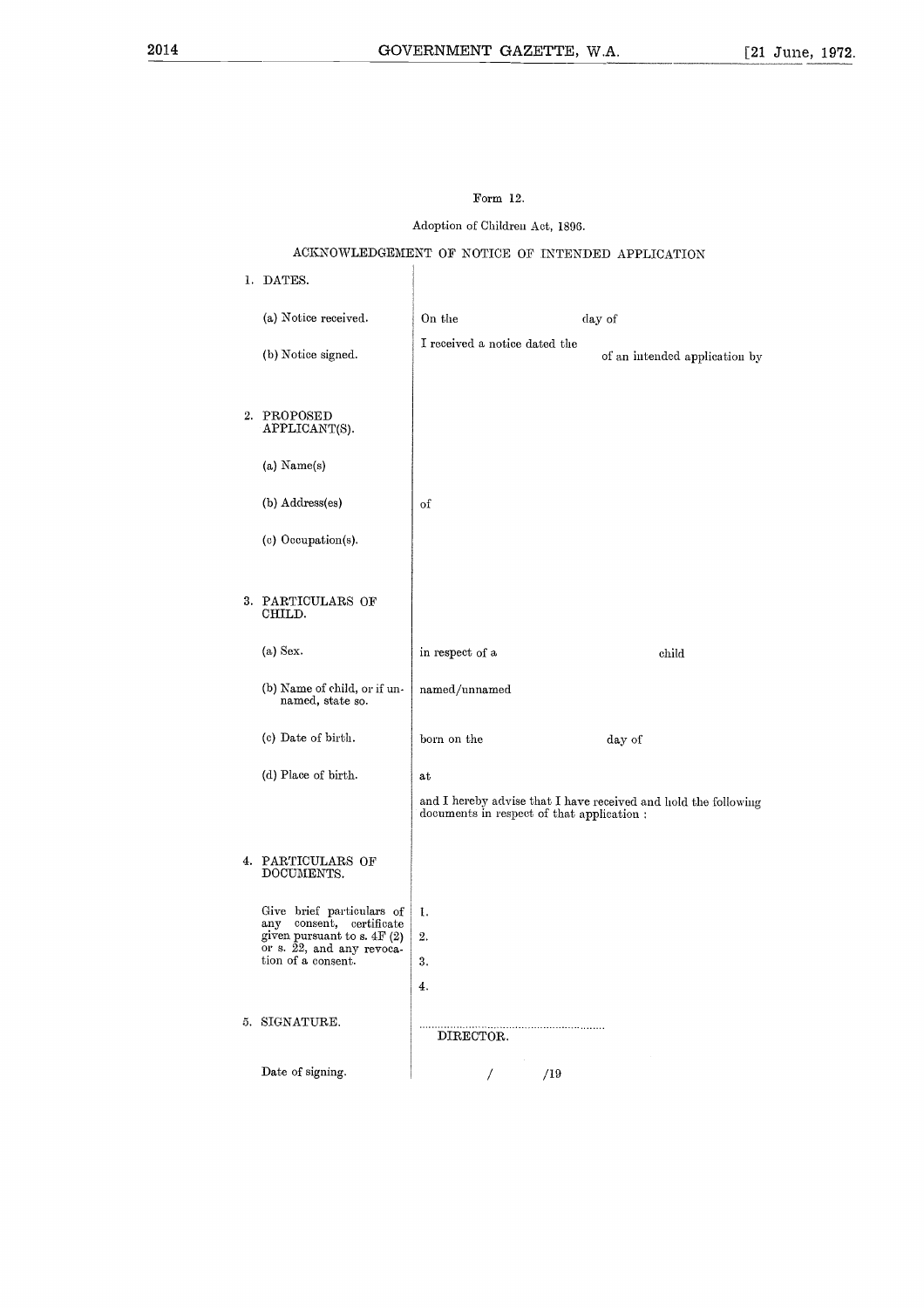Form 12.

Adoption of Children Act, 1896.

ACKNOWLEDGEMENT OF NOTICE OF INTENDED APPLICATION

| | |
|---|---|
| 1. DATES. | |
| (a) Notice received. | On the day of |
| (b) Notice signed. | I received a notice dated the of an intended application by |
| 2. PROPOSED APPLICANT(S). | |
| (a) Name(s) | |
| (b) Address(es) | of |
| (c) Occupation(s). | |
| 3. PARTICULARS OF CHILD. | |
| (a) Sex. | in respect of a child |
| (b) Name of child, or if unnamed, state so. | named/unnamed |
| (c) Date of birth. | born on the day of |
| (d) Place of birth. | at |
| | and I hereby advise that I have received and hold the following documents in respect of that application : |
| 4. PARTICULARS OF DOCUMENTS. | |
| Give brief particulars of any consent, certificate given pursuant to s. 4F (2) or s. 22, and any revocation of a consent. | 1. |
| | 2. |
| | 3. |
| | 4. |
| 5. SIGNATURE. | ........................................................... DIRECTOR. |
| Date of signing. | / /19 |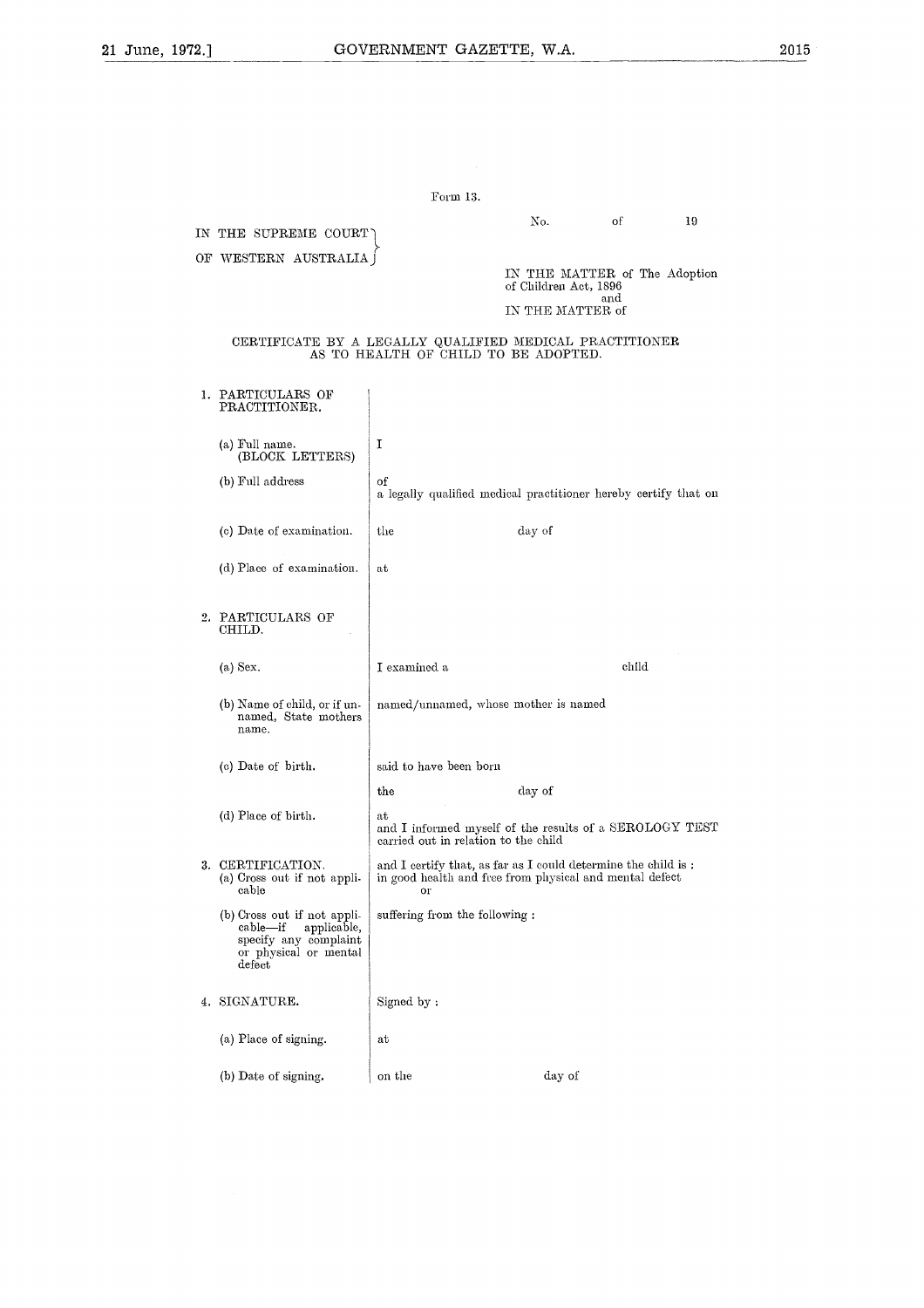Form 13.

No. of 19

IN THE SUPREME COURT OF WESTERN AUSTRALIA

IN THE MATTER of The Adoption of Children Act, 1896
and
IN THE MATTER of

CERTIFICATE BY A LEGALLY QUALIFIED MEDICAL PRACTITIONER AS TO HEALTH OF CHILD TO BE ADOPTED.

| | |
|---|---|
| 1. PARTICULARS OF PRACTITIONER. | |
| (a) Full name. (BLOCK LETTERS) | I |
| (b) Full address | of<br>a legally qualified medical practitioner hereby certify that on |
| (c) Date of examination. | the day of |
| (d) Place of examination. | at |
| 2. PARTICULARS OF CHILD. | |
| (a) Sex. | I examined a child |
| (b) Name of child, or if unnamed, State mothers name. | named/unnamed, whose mother is named |
| (c) Date of birth. | said to have been born<br>the day of |
| (d) Place of birth. | at<br>and I informed myself of the results of a SEROLOGY TEST carried out in relation to the child |
| 3. CERTIFICATION.<br>(a) Cross out if not applicable | and I certify that, as far as I could determine the child is :<br>in good health and free from physical and mental defect<br>or |
| (b) Cross out if not applicable—if applicable, specify any complaint or physical or mental defect | suffering from the following : |
| 4. SIGNATURE. | Signed by : |
| (a) Place of signing. | at |
| (b) Date of signing. | on the day of |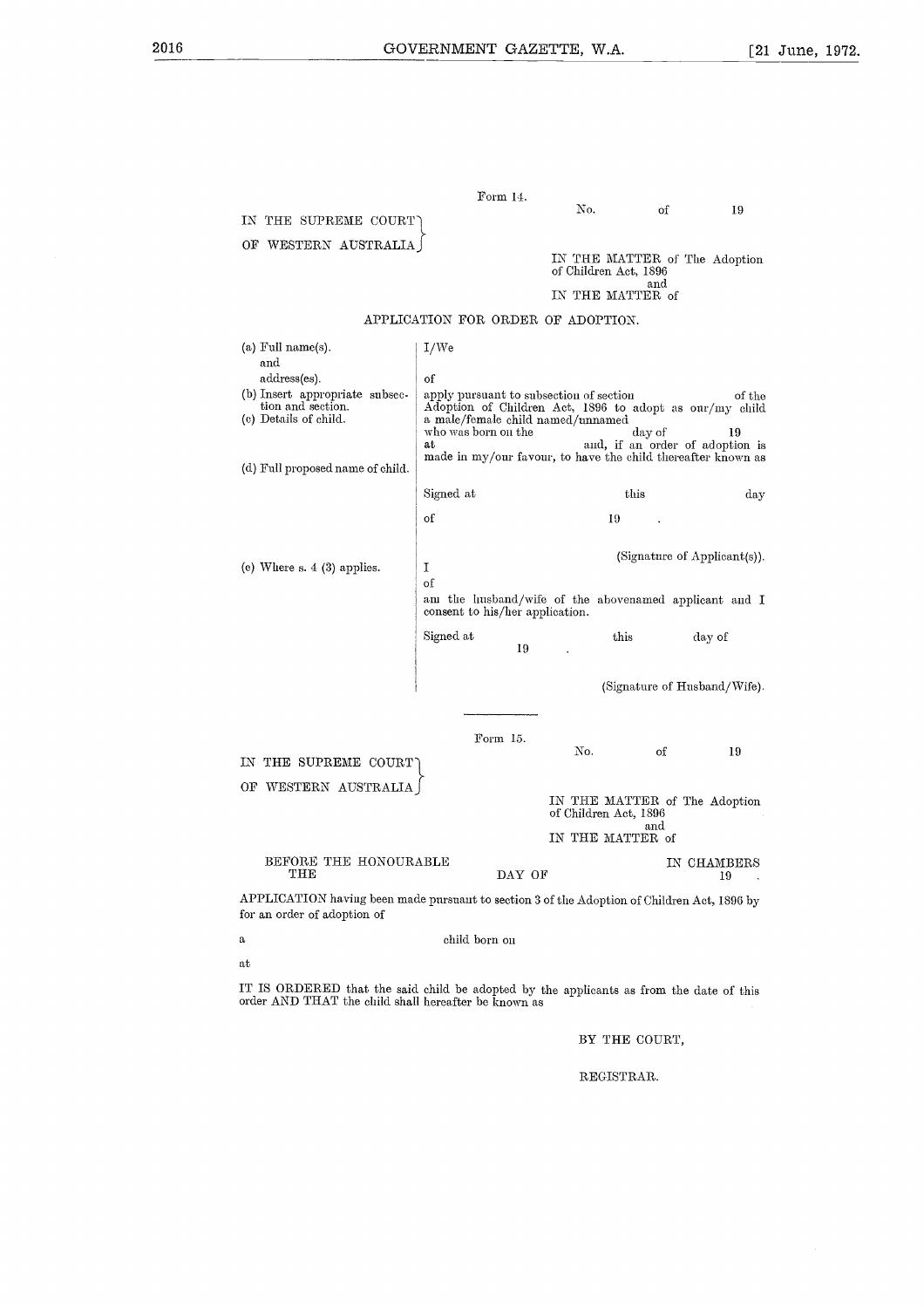Form 14.

No. of 19

IN THE SUPREME COURT OF WESTERN AUSTRALIA

IN THE MATTER of The Adoption of Children Act, 1896
and
IN THE MATTER of

APPLICATION FOR ORDER OF ADOPTION.

| | |
|---|---|
| (a) Full name(s). and address(es). | I/We<br><br>of |
| (b) Insert appropriate subsection and section. | apply pursuant to subsection of section of the Adoption of Children Act, 1896 to adopt as our/my child |
| (c) Details of child. | a male/female child named/unnamed who was born on the day of 19 at and, if an order of adoption is made in my/our favour, to have the child thereafter known as |
| (d) Full proposed name of child. | |
| | Signed at this day of 19 .<br><br>(Signature of Applicant(s)). |
| (e) Where s. 4 (3) applies. | I<br>of<br>am the husband/wife of the abovenamed applicant and I consent to his/her application.<br><br>Signed at this day of 19 .<br><br>(Signature of Husband/Wife). |

---

Form 15.

No. of 19

IN THE SUPREME COURT OF WESTERN AUSTRALIA

IN THE MATTER of The Adoption of Children Act, 1896
and
IN THE MATTER of

BEFORE THE HONOURABLE IN CHAMBERS
THE DAY OF 19 .

APPLICATION having been made pursuant to section 3 of the Adoption of Children Act, 1896 by for an order of adoption of

a child born on

at

IT IS ORDERED that the said child be adopted by the applicants as from the date of this order AND THAT the child shall hereafter be known as

BY THE COURT,

REGISTRAR.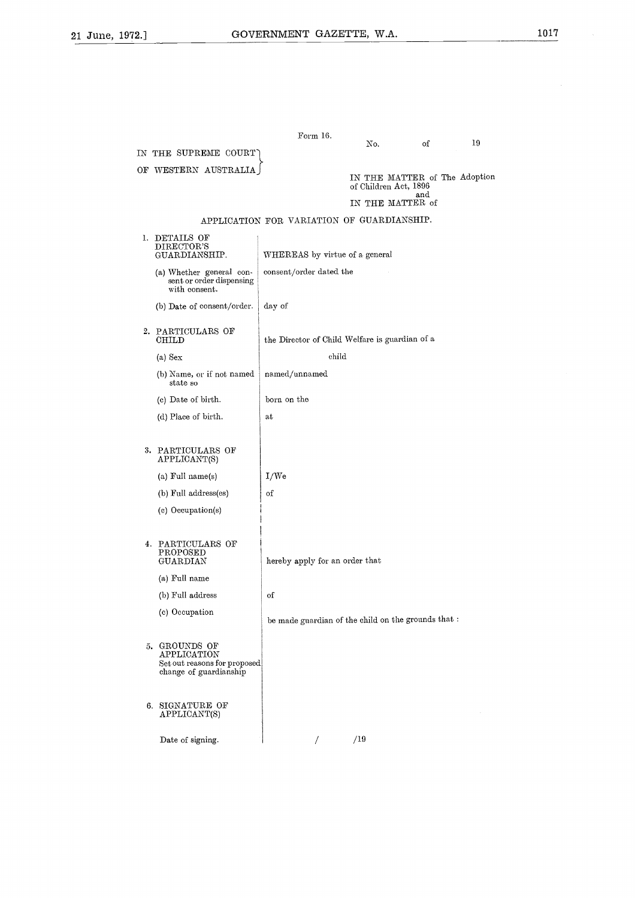Form 16.

No. of 19

IN THE SUPREME COURT OF WESTERN AUSTRALIA

IN THE MATTER of The Adoption of Children Act, 1896
and
IN THE MATTER of

## APPLICATION FOR VARIATION OF GUARDIANSHIP.

| | |
|---|---|
| 1. DETAILS OF DIRECTOR'S GUARDIANSHIP. | WHEREAS by virtue of a general |
| (a) Whether general consent or order dispensing with consent. | consent/order dated the |
| (b) Date of consent/order. | day of |
| 2. PARTICULARS OF CHILD | the Director of Child Welfare is guardian of a |
| (a) Sex | child |
| (b) Name, or if not named state so | named/unnamed |
| (c) Date of birth. | born on the |
| (d) Place of birth. | at |
| 3. PARTICULARS OF APPLICANT(S) | |
| (a) Full name(s) | I/We |
| (b) Full address(es) | of |
| (c) Occupation(s) | |
| 4. PARTICULARS OF PROPOSED GUARDIAN | hereby apply for an order that |
| (a) Full name | |
| (b) Full address | of |
| (c) Occupation | be made guardian of the child on the grounds that : |
| 5. GROUNDS OF APPLICATION Set out reasons for proposed change of guardianship | |
| 6. SIGNATURE OF APPLICANT(S) | |
| Date of signing. | / /19 |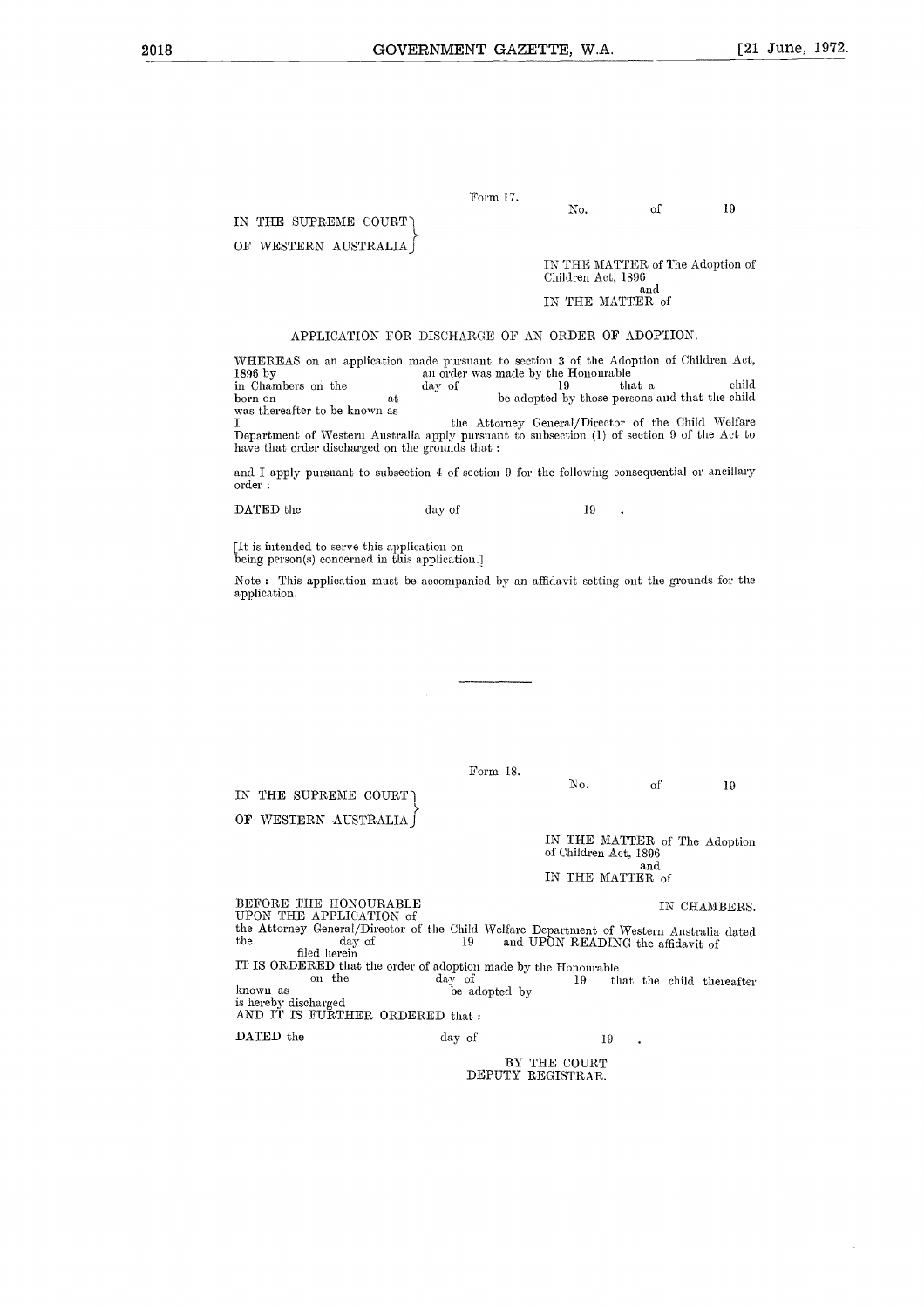Form 17.

No. of 19

IN THE SUPREME COURT OF WESTERN AUSTRALIA

IN THE MATTER of The Adoption of Children Act, 1896
and
IN THE MATTER of

APPLICATION FOR DISCHARGE OF AN ORDER OF ADOPTION.

WHEREAS on an application made pursuant to section 3 of the Adoption of Children Act, 1896 by an order was made by the Honourable in Chambers on the day of 19 that a child born on at be adopted by those persons and that the child was thereafter to be known as

I the Attorney General/Director of the Child Welfare Department of Western Australia apply pursuant to subsection (1) of section 9 of the Act to have that order discharged on the grounds that :

and I apply pursuant to subsection 4 of section 9 for the following consequential or ancillary order :

DATED the day of 19 .

[It is intended to serve this application on being person(s) concerned in this application.]

Note : This application must be accompanied by an affidavit setting out the grounds for the application.

---

Form 18.

No. of 19

IN THE SUPREME COURT OF WESTERN AUSTRALIA

IN THE MATTER of The Adoption of Children Act, 1896
and
IN THE MATTER of

BEFORE THE HONOURABLE IN CHAMBERS.

UPON THE APPLICATION of the Attorney General/Director of the Child Welfare Department of Western Australia dated the day of 19 and UPON READING the affidavit of filed herein

IT IS ORDERED that the order of adoption made by the Honourable on the day of 19 that the child thereafter known as be adopted by is hereby discharged

AND IT IS FURTHER ORDERED that :

DATED the day of 19 .

BY THE COURT
DEPUTY REGISTRAR.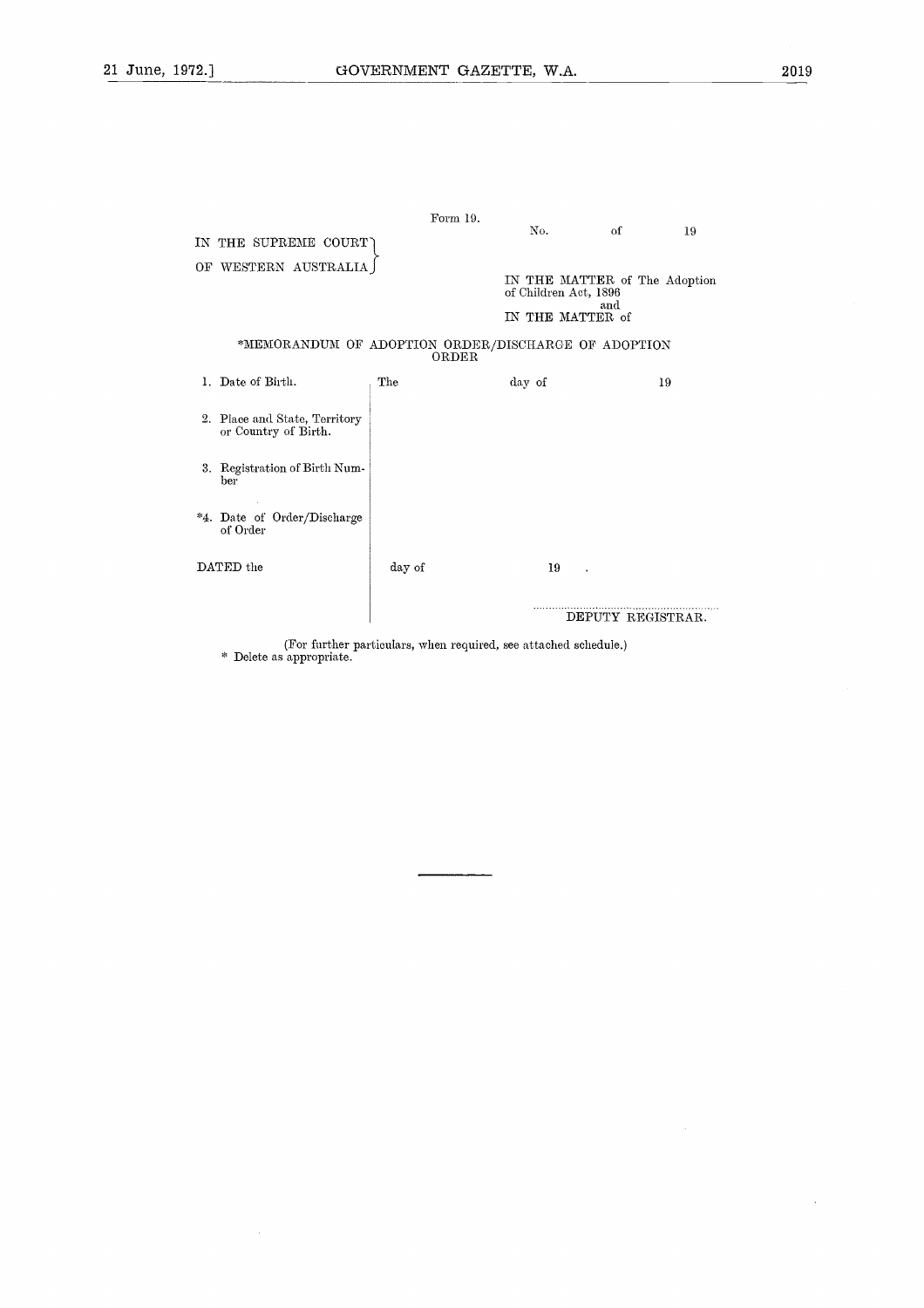Form 19.

No. of 19

IN THE SUPREME COURT
OF WESTERN AUSTRALIA

IN THE MATTER of The Adoption of Children Act, 1896
and
IN THE MATTER of

*MEMORANDUM OF ADOPTION ORDER/DISCHARGE OF ADOPTION ORDER

| | |
|---|---|
| 1. Date of Birth. | The day of 19 |
| 2. Place and State, Territory or Country of Birth. | |
| 3. Registration of Birth Number | |
| *4. Date of Order/Discharge of Order | |
| DATED the | day of 19 . |
| | ................................................ DEPUTY REGISTRAR. |

(For further particulars, when required, see attached schedule.)

\* Delete as appropriate.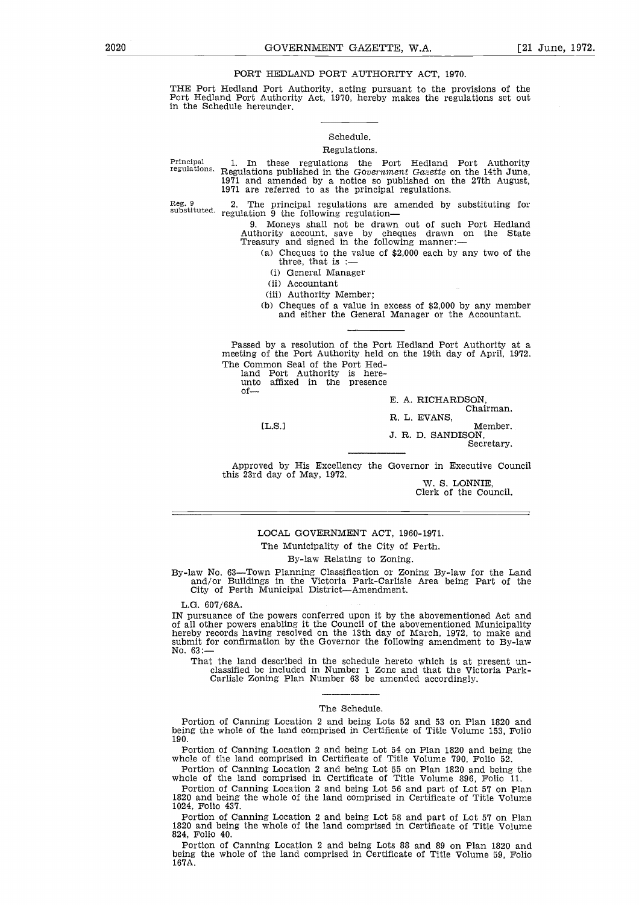## PORT HEDLAND PORT AUTHORITY ACT, 1970.

THE Port Hedland Port Authority, acting pursuant to the provisions of the Port Hedland Port Authority Act, 1970, hereby makes the regulations set out in the Schedule hereunder.

### Schedule.

#### Regulations.

Principal regulations.

1. In these regulations the Port Hedland Port Authority Regulations published in the *Government Gazette* on the 14th June, 1971 and amended by a notice so published on the 27th August, 1971 are referred to as the principal regulations.

Reg. 9 substituted.

2. The principal regulations are amended by substituting for regulation 9 the following regulation—

9. Moneys shall not be drawn out of such Port Hedland Authority account, save by cheques drawn on the State Treasury and signed in the following manner:—

(a) Cheques to the value of $2,000 each by any two of the three, that is :—

(i) General Manager

(ii) Accountant

(iii) Authority Member;

(b) Cheques of a value in excess of $2,000 by any member and either the General Manager or the Accountant.

Passed by a resolution of the Port Hedland Port Authority at a meeting of the Port Authority held on the 19th day of April, 1972.

The Common Seal of the Port Hedland Port Authority is hereunto affixed in the presence of—

[L.S.]

E. A. RICHARDSON, Chairman.
R. L. EVANS, Member.
J. R. D. SANDISON, Secretary.

Approved by His Excellency the Governor in Executive Council this 23rd day of May, 1972.

W. S. LONNIE,
Clerk of the Council.

---

## LOCAL GOVERNMENT ACT, 1960-1971.

The Municipality of the City of Perth.

By-law Relating to Zoning.

By-law No. 63—Town Planning Classification or Zoning By-law for the Land and/or Buildings in the Victoria Park-Carlisle Area being Part of the City of Perth Municipal District—Amendment.

L.G. 607/68A.

IN pursuance of the powers conferred upon it by the abovementioned Act and of all other powers enabling it the Council of the abovementioned Municipality hereby records having resolved on the 13th day of March, 1972, to make and submit for confirmation by the Governor the following amendment to By-law No. 63:—

That the land described in the schedule hereto which is at present unclassified be included in Number 1 Zone and that the Victoria Park-Carlisle Zoning Plan Number 63 be amended accordingly.

### The Schedule.

Portion of Canning Location 2 and being Lots 52 and 53 on Plan 1820 and being the whole of the land comprised in Certificate of Title Volume 153, Folio 190.

Portion of Canning Location 2 and being Lot 54 on Plan 1820 and being the whole of the land comprised in Certificate of Title Volume 790, Folio 52.

Portion of Canning Location 2 and being Lot 55 on Plan 1820 and being the whole of the land comprised in Certificate of Title Volume 896, Folio 11.

Portion of Canning Location 2 and being Lot 56 and part of Lot 57 on Plan 1820 and being the whole of the land comprised in Certificate of Title Volume 1024, Folio 437.

Portion of Canning Location 2 and being Lot 58 and part of Lot 57 on Plan 1820 and being the whole of the land comprised in Certificate of Title Volume 824, Folio 40.

Portion of Canning Location 2 and being Lots 88 and 89 on Plan 1820 and being the whole of the land comprised in Certificate of Title Volume 59, Folio 167A.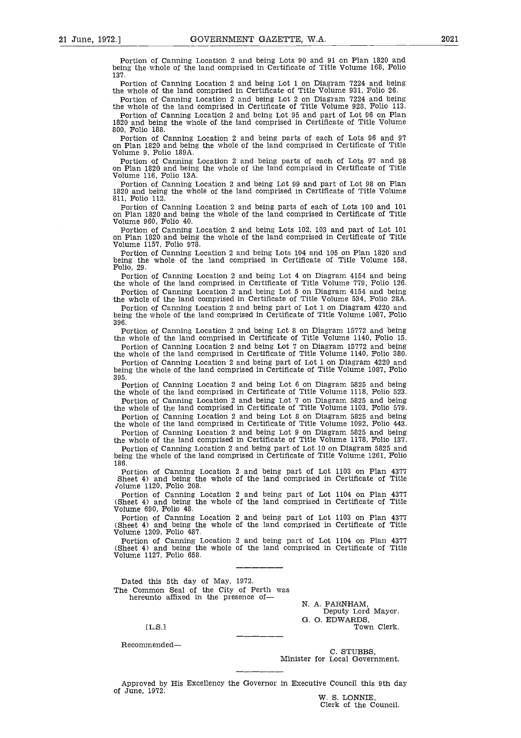Portion of Canning Location 2 and being Lots 90 and 91 on Plan 1820 and being the whole of the land comprised in Certificate of Title Volume 168, Folio 137.

Portion of Canning Location 2 and being Lot 1 on Diagram 7224 and being the whole of the land comprised in Certificate of Title Volume 931, Folio 26.

Portion of Canning Location 2 and being Lot 2 on Diagram 7224 and being the whole of the land comprised in Certificate of Title Volume 928, Folio 113.

Portion of Canning Location 2 and being Lot 95 and part of Lot 96 on Plan 1820 and being the whole of the land comprised in Certificate of Title Volume 800, Folio 188.

Portion of Canning Location 2 and being parts of each of Lots 96 and 97 on Plan 1820 and being the whole of the land comprised in Certificate of Title Volume 9, Folio 189A.

Portion of Canning Location 2 and being parts of each of Lots 97 and 98 on Plan 1820 and being the whole of the land comprised in Certificate of Title Volume 116, Folio 13A.

Portion of Canning Location 2 and being Lot 99 and part of Lot 98 on Plan 1820 and being the whole of the land comprised in Certificate of Title Volume 811, Folio 112.

Portion of Canning Location 2 and being parts of each of Lots 100 and 101 on Plan 1820 and being the whole of the land comprised in Certificate of Title Volume 960, Folio 40.

Portion of Canning Location 2 and being Lots 102, 103 and part of Lot 101 on Plan 1820 and being the whole of the land comprised in Certificate of Title Volume 1157, Folio 978.

Portion of Canning Location 2 and being Lots 104 and 105 on Plan 1820 and being the whole of the land comprised in Certificate of Title Volume 158, Folio, 29.

Portion of Canning Location 2 and being Lot 4 on Diagram 4154 and being the whole of the land comprised in Certificate of Title Volume 779, Folio 126.

Portion of Canning Location 2 and being Lot 5 on Diagram 4154 and being the whole of the land comprised in Certificate of Title Volume 534, Folio 28A.

Portion of Canning Location 2 and being part of Lot 1 on Diagram 4220 and being the whole of the land comprised in Certificate of Title Volume 1087, Folio 396.

Portion of Canning Location 2 and being Lot 8 on Diagram 15772 and being the whole of the land comprised in Certificate of Title Volume 1140, Folio 15.

Portion of Canning Location 2 and being Lot 7 on Diagram 15772 and being the whole of the land comprised in Certificate of Title Volume 1140, Folio 380.

Portion of Canning Location 2 and being part of Lot 1 on Diagram 4220 and being the whole of the land comprised in Certificate of Title Volume 1087, Folio 395.

Portion of Canning Location 2 and being Lot 6 on Diagram 5825 and being the whole of the land comprised in Certificate of Title Volume 1118, Folio 523.

Portion of Canning Location 2 and being Lot 7 on Diagram 5825 and being the whole of the land comprised in Certificate of Title Volume 1103, Folio 579.

Portion of Canning Location 2 and being Lot 8 on Diagram 5825 and being the whole of the land comprised in Certificate of Title Volume 1092, Folio 443.

Portion of Canning Location 2 and being Lot 9 on Diagram 5825 and being the whole of the land comprised in Certificate of Title Volume 1178, Folio 137.

Portion of Canning Location 2 and being part of Lot 10 on Diagram 5825 and being the whole of the land comprised in Certificate of Title Volume 1261, Folio 186.

Portion of Canning Location 2 and being part of Lot 1103 on Plan 4377 (Sheet 4) and being the whole of the land comprised in Certificate of Title Volume 1120, Folio 208.

Portion of Canning Location 2 and being part of Lot 1104 on Plan 4377 (Sheet 4) and being the whole of the land comprised in Certificate of Title Volume 690, Folio 48.

Portion of Canning Location 2 and being part of Lot 1103 on Plan 4377 (Sheet 4) and being the whole of the land comprised in Certificate of Title Volume 1309, Folio 487.

Portion of Canning Location 2 and being part of Lot 1104 on Plan 4377 (Sheet 4) and being the whole of the land comprised in Certificate of Title Volume 1127, Folio 658.

---

Dated this 5th day of May, 1972.

The Common Seal of the City of Perth was hereunto affixed in the presence of—

[L.S.]

N. A. PARNHAM,
Deputy Lord Mayor.

G. O. EDWARDS,
Town Clerk.

---

Recommended—

C. STUBBS,
Minister for Local Government.

---

Approved by His Excellency the Governor in Executive Council this 9th day of June, 1972.

W. S. LONNIE,
Clerk of the Council.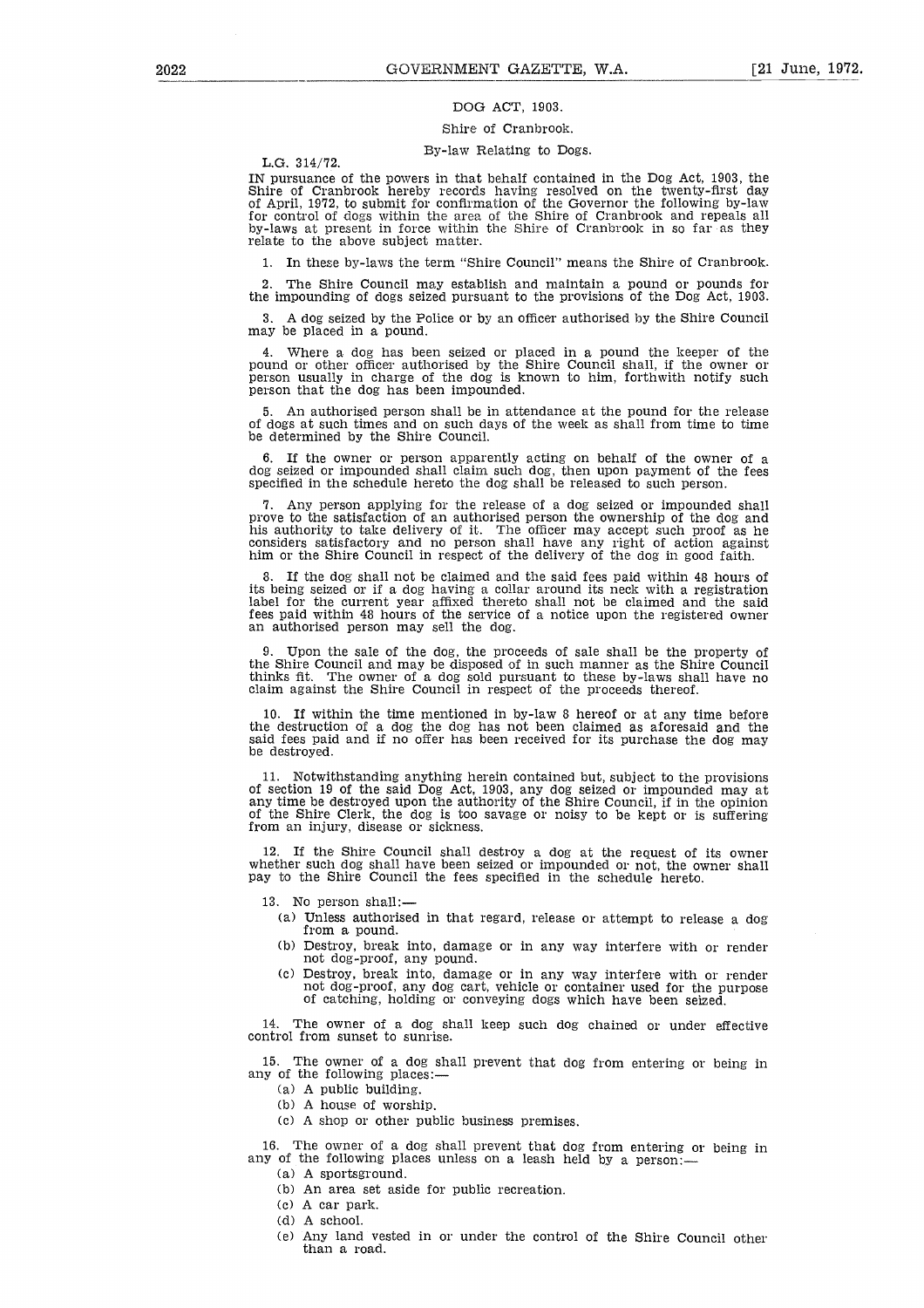## DOG ACT, 1903.

### Shire of Cranbrook.

#### By-law Relating to Dogs.

L.G. 314/72.

IN pursuance of the powers in that behalf contained in the Dog Act, 1903, the Shire of Cranbrook hereby records having resolved on the twenty-first day of April, 1972, to submit for confirmation of the Governor the following by-law for control of dogs within the area of the Shire of Cranbrook and repeals all by-laws at present in force within the Shire of Cranbrook in so far as they relate to the above subject matter.

1. In these by-laws the term "Shire Council" means the Shire of Cranbrook.

2. The Shire Council may establish and maintain a pound or pounds for the impounding of dogs seized pursuant to the provisions of the Dog Act, 1903.

3. A dog seized by the Police or by an officer authorised by the Shire Council may be placed in a pound.

4. Where a dog has been seized or placed in a pound the keeper of the pound or other officer authorised by the Shire Council shall, if the owner or person usually in charge of the dog is known to him, forthwith notify such person that the dog has been impounded.

5. An authorised person shall be in attendance at the pound for the release of dogs at such times and on such days of the week as shall from time to time be determined by the Shire Council.

6. If the owner or person apparently acting on behalf of the owner of a dog seized or impounded shall claim such dog, then upon payment of the fees specified in the schedule hereto the dog shall be released to such person.

7. Any person applying for the release of a dog seized or impounded shall prove to the satisfaction of an authorised person the ownership of the dog and his authority to take delivery of it. The officer may accept such proof as he considers satisfactory and no person shall have any right of action against him or the Shire Council in respect of the delivery of the dog in good faith.

8. If the dog shall not be claimed and the said fees paid within 48 hours of its being seized or if a dog having a collar around its neck with a registration label for the current year affixed thereto shall not be claimed and the said fees paid within 48 hours of the service of a notice upon the registered owner an authorised person may sell the dog.

9. Upon the sale of the dog, the proceeds of sale shall be the property of the Shire Council and may be disposed of in such manner as the Shire Council thinks fit. The owner of a dog sold pursuant to these by-laws shall have no claim against the Shire Council in respect of the proceeds thereof.

10. If within the time mentioned in by-law 8 hereof or at any time before the destruction of a dog the dog has not been claimed as aforesaid and the said fees paid and if no offer has been received for its purchase the dog may be destroyed.

11. Notwithstanding anything herein contained but, subject to the provisions of section 19 of the said Dog Act, 1903, any dog seized or impounded may at any time be destroyed upon the authority of the Shire Council, if in the opinion of the Shire Clerk, the dog is too savage or noisy to be kept or is suffering from an injury, disease or sickness.

12. If the Shire Council shall destroy a dog at the request of its owner whether such dog shall have been seized or impounded or not, the owner shall pay to the Shire Council the fees specified in the schedule hereto.

13. No person shall:—

(a) Unless authorised in that regard, release or attempt to release a dog from a pound.

(b) Destroy, break into, damage or in any way interfere with or render not dog-proof, any pound.

(c) Destroy, break into, damage or in any way interfere with or render not dog-proof, any dog cart, vehicle or container used for the purpose of catching, holding or conveying dogs which have been seized.

14. The owner of a dog shall keep such dog chained or under effective control from sunset to sunrise.

15. The owner of a dog shall prevent that dog from entering or being in any of the following places:—

(a) A public building.

(b) A house of worship.

(c) A shop or other public business premises.

16. The owner of a dog shall prevent that dog from entering or being in any of the following places unless on a leash held by a person:—

(a) A sportsground.

(b) An area set aside for public recreation.

(c) A car park.

(d) A school.

(e) Any land vested in or under the control of the Shire Council other than a road.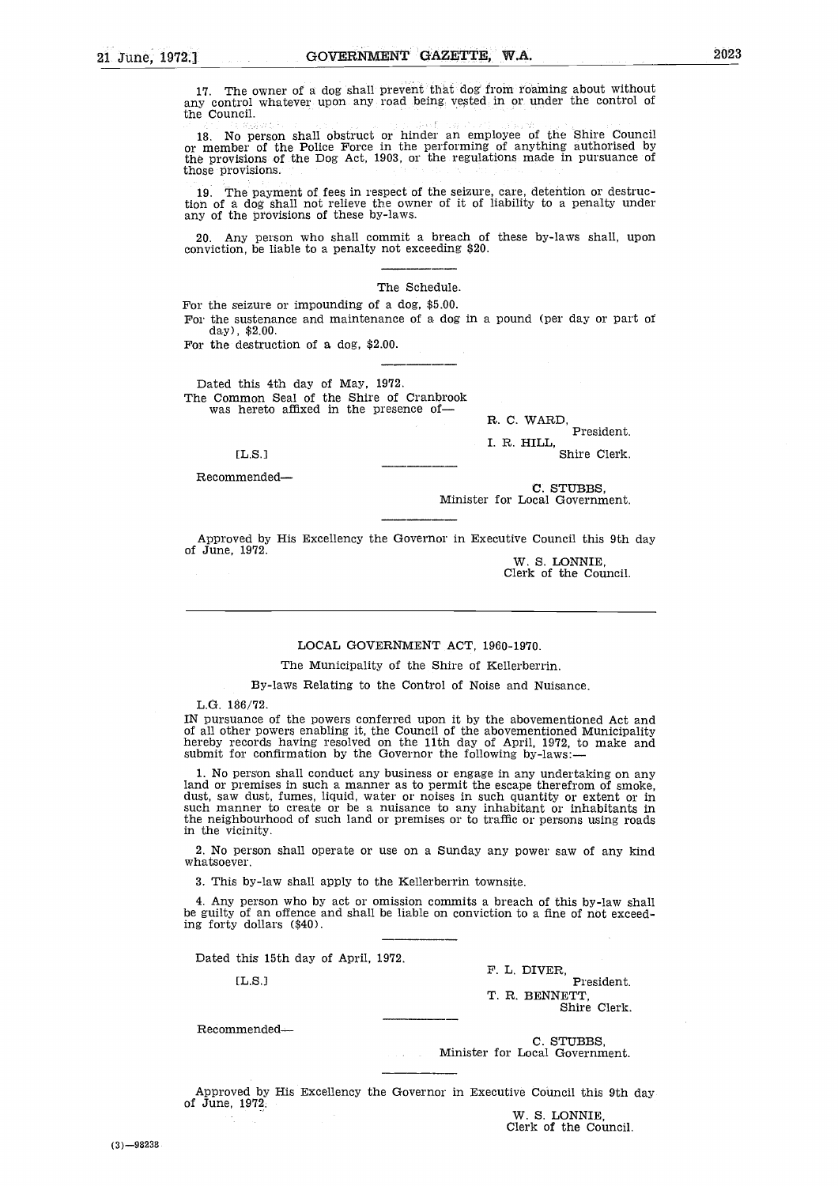17. The owner of a dog shall prevent that dog from roaming about without any control whatever upon any road being vested in or under the control of the Council.

18. No person shall obstruct or hinder an employee of the Shire Council or member of the Police Force in the performing of anything authorised by the provisions of the Dog Act, 1903, or the regulations made in pursuance of those provisions.

19. The payment of fees in respect of the seizure, care, detention or destruction of a dog shall not relieve the owner of it of liability to a penalty under any of the provisions of these by-laws.

20. Any person who shall commit a breach of these by-laws shall, upon conviction, be liable to a penalty not exceeding $20.

---

The Schedule.

For the seizure or impounding of a dog, $5.00.

For the sustenance and maintenance of a dog in a pound (per day or part of day), $2.00.

For the destruction of a dog, $2.00.

---

Dated this 4th day of May, 1972.

The Common Seal of the Shire of Cranbrook was hereto affixed in the presence of—

[L.S.]

R. C. WARD,
President.

I. R. HILL,
Shire Clerk.

---

Recommended—

C. STUBBS,
Minister for Local Government.

---

Approved by His Excellency the Governor in Executive Council this 9th day of June, 1972.

W. S. LONNIE,
Clerk of the Council.

---

LOCAL GOVERNMENT ACT, 1960-1970.

The Municipality of the Shire of Kellerberrin.

By-laws Relating to the Control of Noise and Nuisance.

L.G. 186/72.

IN pursuance of the powers conferred upon it by the abovementioned Act and of all other powers enabling it, the Council of the abovementioned Municipality hereby records having resolved on the 11th day of April, 1972, to make and submit for confirmation by the Governor the following by-laws:—

1. No person shall conduct any business or engage in any undertaking on any land or premises in such a manner as to permit the escape therefrom of smoke, dust, saw dust, fumes, liquid, water or noises in such quantity or extent or in such manner to create or be a nuisance to any inhabitant or inhabitants in the neighbourhood of such land or premises or to traffic or persons using roads in the vicinity.

2. No person shall operate or use on a Sunday any power saw of any kind whatsoever.

3. This by-law shall apply to the Kellerberrin townsite.

4. Any person who by act or omission commits a breach of this by-law shall be guilty of an offence and shall be liable on conviction to a fine of not exceeding forty dollars ($40).

---

Dated this 15th day of April, 1972.

[L.S.]

F. L. DIVER,
President.

T. R. BENNETT,
Shire Clerk.

---

Recommended—

C. STUBBS,
Minister for Local Government.

---

Approved by His Excellency the Governor in Executive Council this 9th day of June, 1972.

W. S. LONNIE,
Clerk of the Council.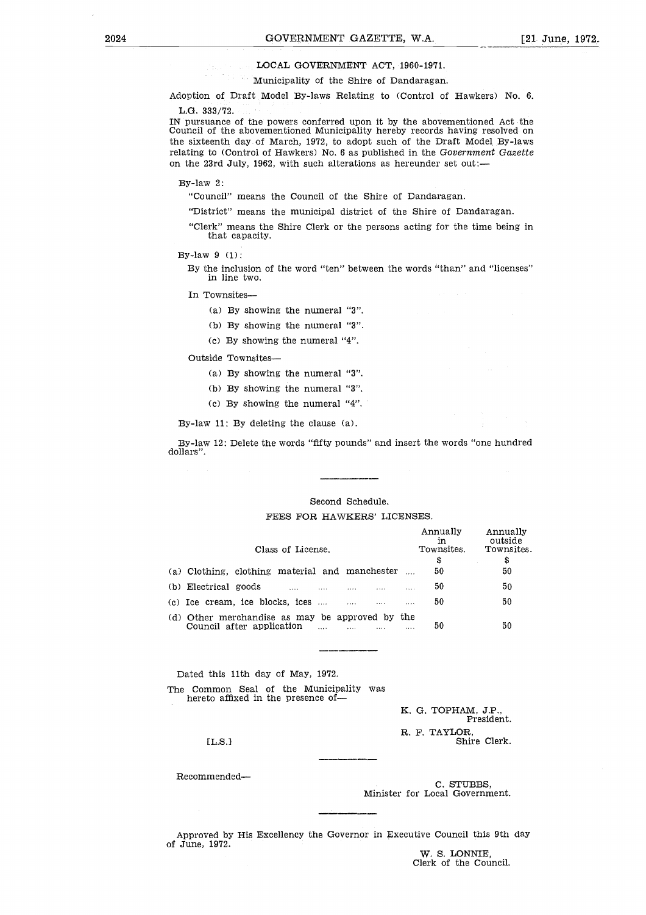LOCAL GOVERNMENT ACT, 1960-1971.

Municipality of the Shire of Dandaragan.

Adoption of Draft Model By-laws Relating to (Control of Hawkers) No. 6.

L.G. 333/72.

IN pursuance of the powers conferred upon it by the abovementioned Act the Council of the abovementioned Municipality hereby records having resolved on the sixteenth day of March, 1972, to adopt such of the Draft Model By-laws relating to (Control of Hawkers) No. 6 as published in the *Government Gazette* on the 23rd July, 1962, with such alterations as hereunder set out:—

By-law 2:

"Council" means the Council of the Shire of Dandaragan.

"District" means the municipal district of the Shire of Dandaragan.

"Clerk" means the Shire Clerk or the persons acting for the time being in that capacity.

By-law 9 (1):

By the inclusion of the word "ten" between the words "than" and "licenses" in line two.

In Townsites—

(a) By showing the numeral "3".

(b) By showing the numeral "3".

(c) By showing the numeral "4".

Outside Townsites—

(a) By showing the numeral "3".

(b) By showing the numeral "3".

(c) By showing the numeral "4".

By-law 11: By deleting the clause (a).

By-law 12: Delete the words "fifty pounds" and insert the words "one hundred dollars".

---

Second Schedule.

FEES FOR HAWKERS' LICENSES.

| Class of License. | Annually in Townsites. | Annually outside Townsites. |
|---|---|---|
| | $ | $ |
| (a) Clothing, clothing material and manchester | 50 | 50 |
| (b) Electrical goods | 50 | 50 |
| (c) Ice cream, ice blocks, ices | 50 | 50 |
| (d) Other merchandise as may be approved by the Council after application | 50 | 50 |

---

Dated this 11th day of May, 1972.

The Common Seal of the Municipality was hereto affixed in the presence of—

K. G. TOPHAM, J.P.,
President.

[L.S.]

R. F. TAYLOR,
Shire Clerk.

---

Recommended—

C. STUBBS,
Minister for Local Government.

---

Approved by His Excellency the Governor in Executive Council this 9th day of June, 1972.

W. S. LONNIE,
Clerk of the Council.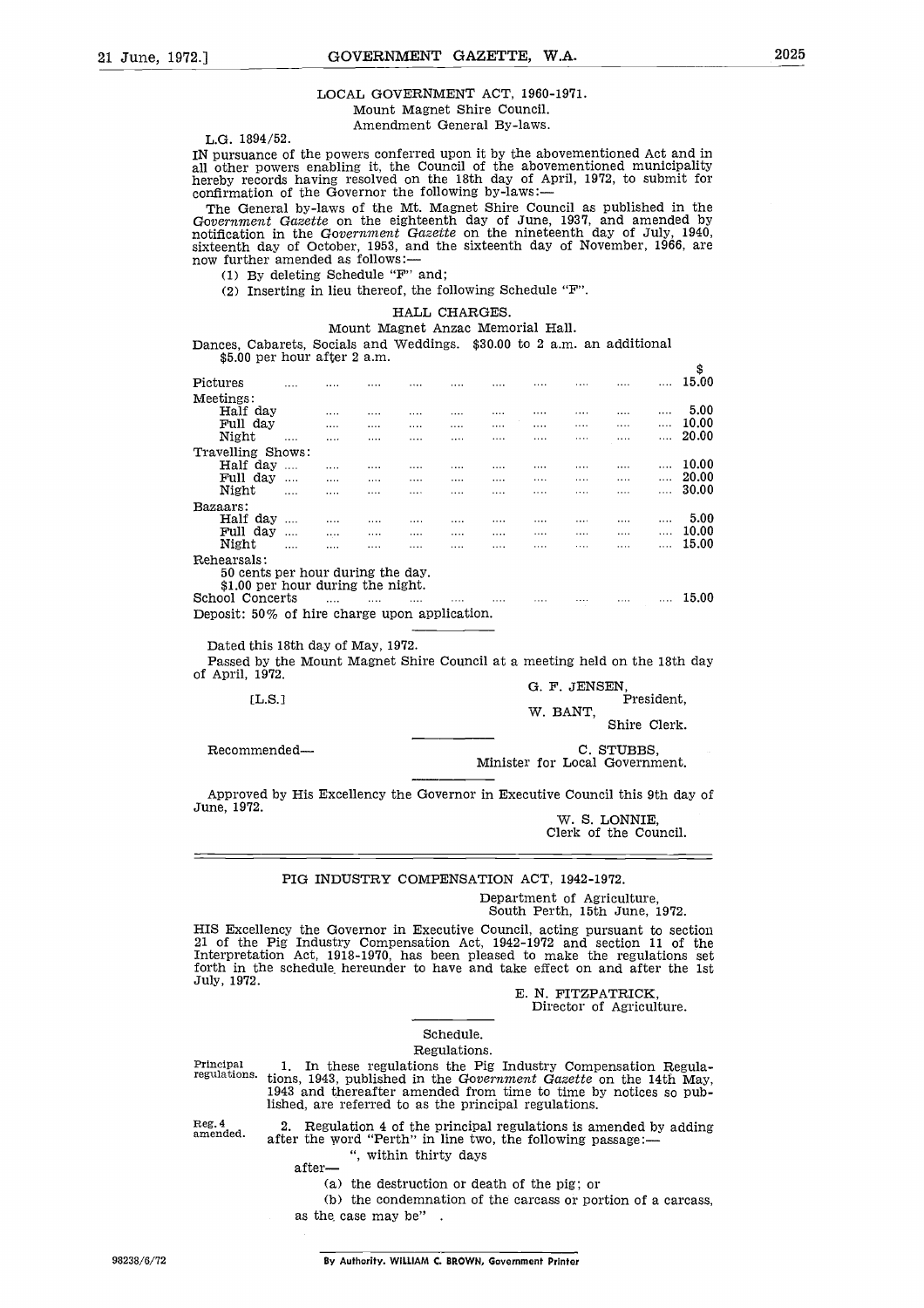## LOCAL GOVERNMENT ACT, 1960-1971.

Mount Magnet Shire Council.

Amendment General By-laws.

L.G. 1894/52.

IN pursuance of the powers conferred upon it by the abovementioned Act and in all other powers enabling it, the Council of the abovementioned municipality hereby records having resolved on the 18th day of April, 1972, to submit for confirmation of the Governor the following by-laws:—

The General by-laws of the Mt. Magnet Shire Council as published in the *Government Gazette* on the eighteenth day of June, 1937, and amended by notification in the *Government Gazette* on the nineteenth day of July, 1940, sixteenth day of October, 1953, and the sixteenth day of November, 1966, are now further amended as follows:—

(1) By deleting Schedule "F" and;

(2) Inserting in lieu thereof, the following Schedule "F".

HALL CHARGES.

Mount Magnet Anzac Memorial Hall.

Dances, Cabarets, Socials and Weddings. $30.00 to 2 a.m. an additional $5.00 per hour after 2 a.m.

| | $ |
|---|---|
| Pictures | 15.00 |
| Meetings: | |
| Half day | 5.00 |
| Full day | 10.00 |
| Night | 20.00 |
| Travelling Shows: | |
| Half day | 10.00 |
| Full day | 20.00 |
| Night | 30.00 |
| Bazaars: | |
| Half day | 5.00 |
| Full day | 10.00 |
| Night | 15.00 |
| Rehearsals: | |
| 50 cents per hour during the day. | |
| $1.00 per hour during the night. | |
| School Concerts | 15.00 |

Deposit: 50% of hire charge upon application.

Dated this 18th day of May, 1972.

Passed by the Mount Magnet Shire Council at a meeting held on the 18th day of April, 1972.

[L.S.]

G. F. JENSEN,
President,

W. BANT,
Shire Clerk.

Recommended—

C. STUBBS,
Minister for Local Government.

Approved by His Excellency the Governor in Executive Council this 9th day of June, 1972.

W. S. LONNIE,
Clerk of the Council.

---

## PIG INDUSTRY COMPENSATION ACT, 1942-1972.

Department of Agriculture,
South Perth, 15th June, 1972.

HIS Excellency the Governor in Executive Council, acting pursuant to section 21 of the Pig Industry Compensation Act, 1942-1972 and section 11 of the Interpretation Act, 1918-1970, has been pleased to make the regulations set forth in the schedule hereunder to have and take effect on and after the 1st July, 1972.

E. N. FITZPATRICK,
Director of Agriculture.

Schedule.

Regulations.

Principal regulations. 1. In these regulations the Pig Industry Compensation Regulations, 1943, published in the *Government Gazette* on the 14th May, 1943 and thereafter amended from time to time by notices so published, are referred to as the principal regulations.

Reg. 4 amended. 2. Regulation 4 of the principal regulations is amended by adding after the word "Perth" in line two, the following passage:—

", within thirty days

after—

(a) the destruction or death of the pig; or

(b) the condemnation of the carcass or portion of a carcass, as the case may be" .

98238/6/72

By Authority. WILLIAM C. BROWN, Government Printer